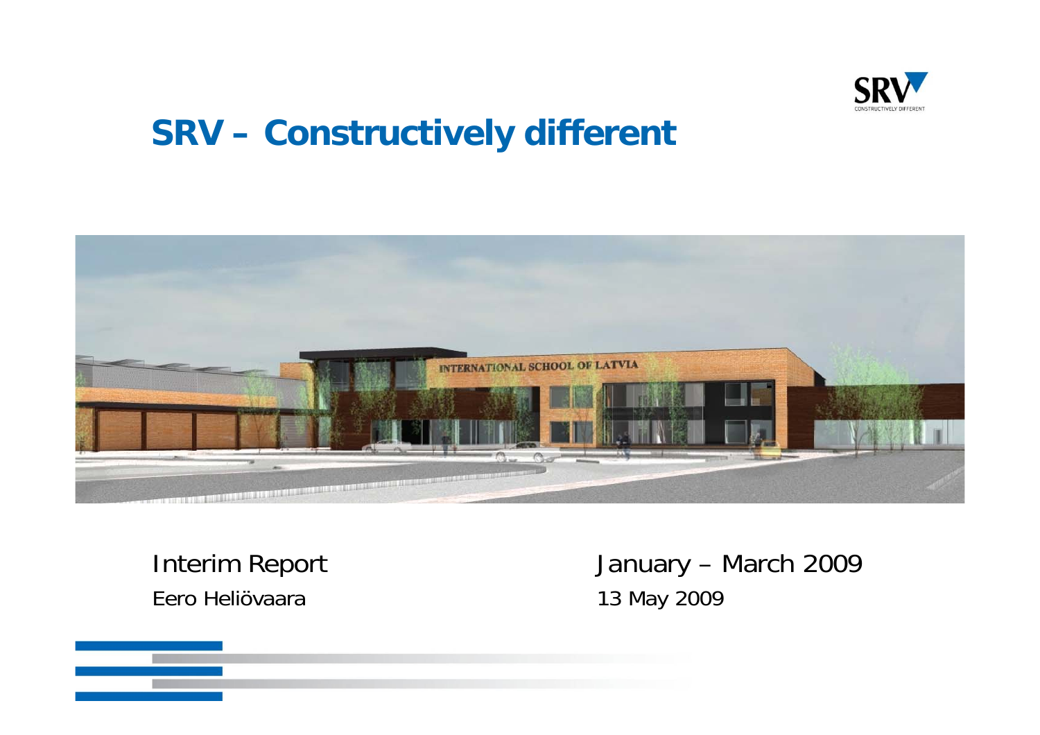# SRV – Constructively different

Interim Report

Eero Heliövaara

January – March 2009

13 May 2009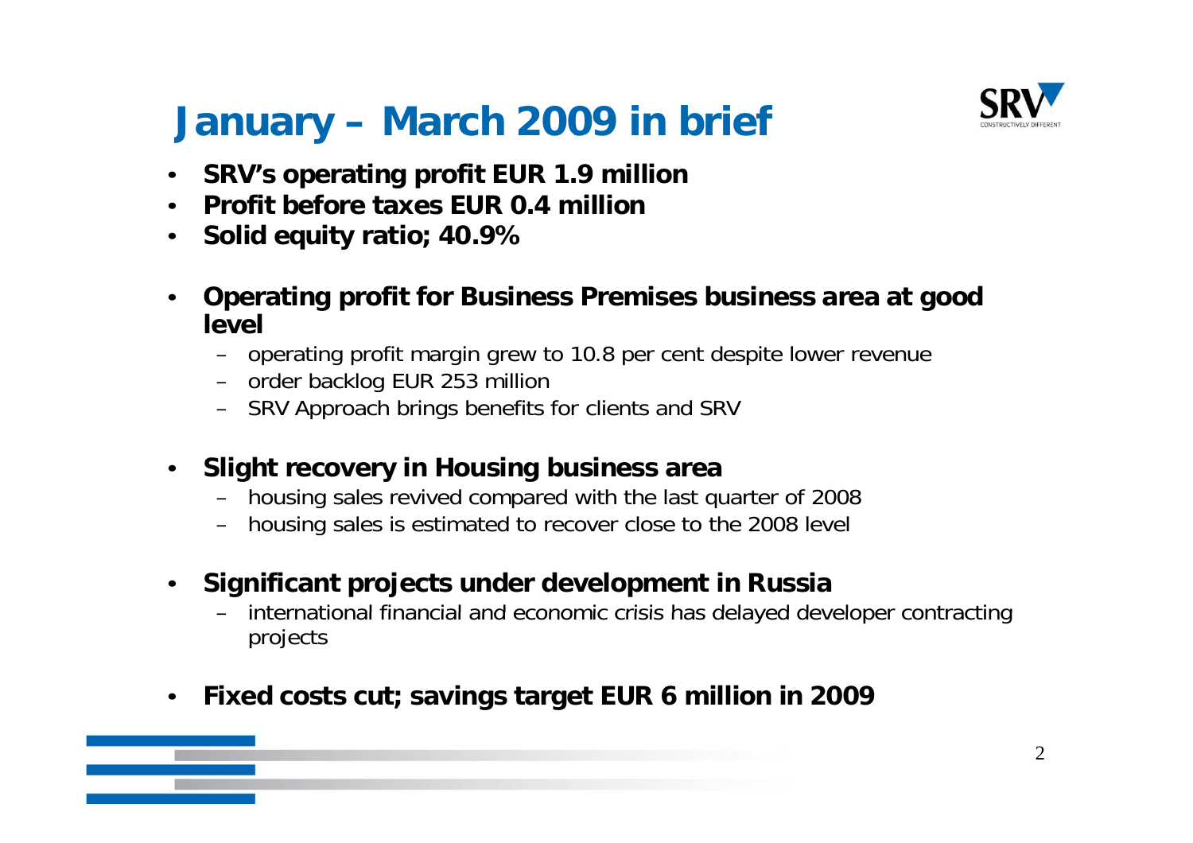# January – March 2009 in brief

- **SRV's operating profit EUR 1.9 million**
- **Profit before taxes EUR 0.4 million**
- **Solid equity ratio; 40.9%**

- **Operating profit for Business Premises business area at good level**
  - operating profit margin grew to 10.8 per cent despite lower revenue
  - order backlog EUR 253 million
  - SRV Approach brings benefits for clients and SRV

- **Slight recovery in Housing business area**
  - housing sales revived compared with the last quarter of 2008
  - housing sales is estimated to recover close to the 2008 level

- **Significant projects under development in Russia**
  - international financial and economic crisis has delayed developer contracting projects

- **Fixed costs cut; savings target EUR 6 million in 2009**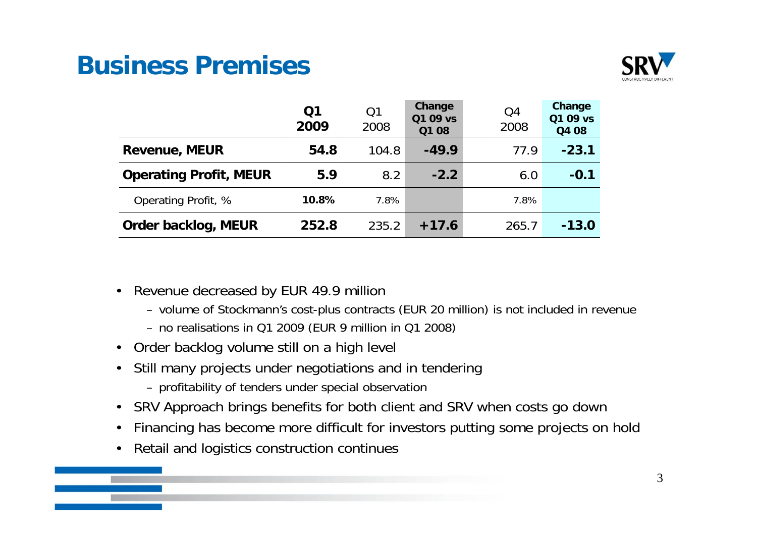# Business Premises

| | **Q1 2009** | Q1 2008 | **Change Q1 09 vs Q1 08** | Q4 2008 | **Change Q1 09 vs Q4 08** |
|---|---|---|---|---|---|
| **Revenue, MEUR** | **54.8** | 104.8 | **-49.9** | 77.9 | **-23.1** |
| **Operating Profit, MEUR** | **5.9** | 8.2 | **-2.2** | 6.0 | **-0.1** |
| Operating Profit, % | **10.8%** | 7.8% | | 7.8% | |
| **Order backlog, MEUR** | **252.8** | 235.2 | **+17.6** | 265.7 | **-13.0** |

- Revenue decreased by EUR 49.9 million
  - volume of Stockmann's cost-plus contracts (EUR 20 million) is not included in revenue
  - no realisations in Q1 2009 (EUR 9 million in Q1 2008)
- Order backlog volume still on a high level
- Still many projects under negotiations and in tendering
  - profitability of tenders under special observation
- SRV Approach brings benefits for both client and SRV when costs go down
- Financing has become more difficult for investors putting some projects on hold
- Retail and logistics construction continues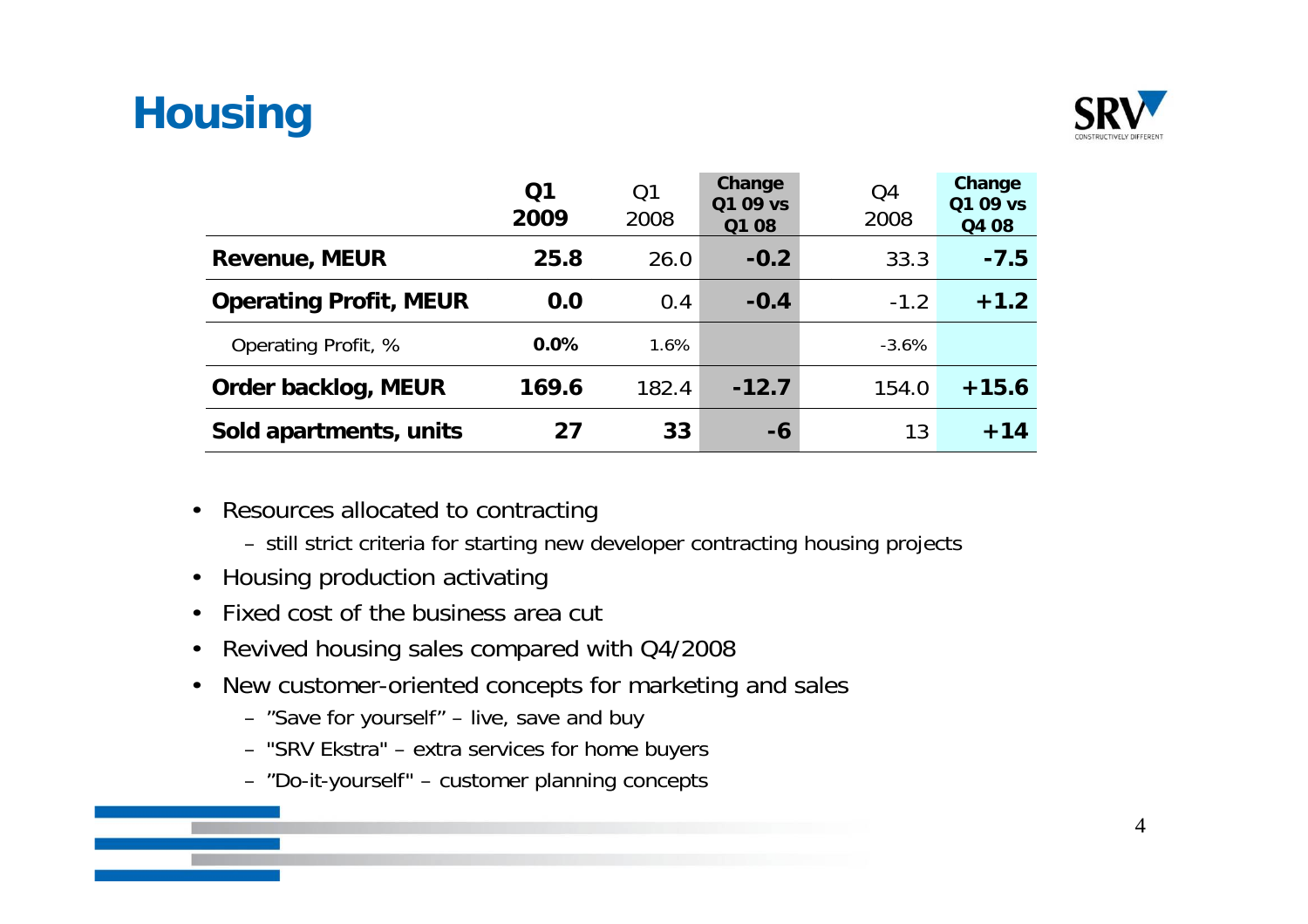# Housing

| | Q1 2009 | Q1 2008 | Change Q1 09 vs Q1 08 | Q4 2008 | Change Q1 09 vs Q4 08 |
|---|---|---|---|---|---|
| **Revenue, MEUR** | **25.8** | 26.0 | **-0.2** | 33.3 | **-7.5** |
| **Operating Profit, MEUR** | **0.0** | 0.4 | **-0.4** | -1.2 | **+1.2** |
| Operating Profit, % | **0.0%** | 1.6% | | -3.6% | |
| **Order backlog, MEUR** | **169.6** | 182.4 | **-12.7** | 154.0 | **+15.6** |
| **Sold apartments, units** | **27** | **33** | **-6** | 13 | **+14** |

- Resources allocated to contracting
  - still strict criteria for starting new developer contracting housing projects
- Housing production activating
- Fixed cost of the business area cut
- Revived housing sales compared with Q4/2008
- New customer-oriented concepts for marketing and sales
  - ”Save for yourself” – live, save and buy
  - "SRV Ekstra" – extra services for home buyers
  - ”Do-it-yourself" – customer planning concepts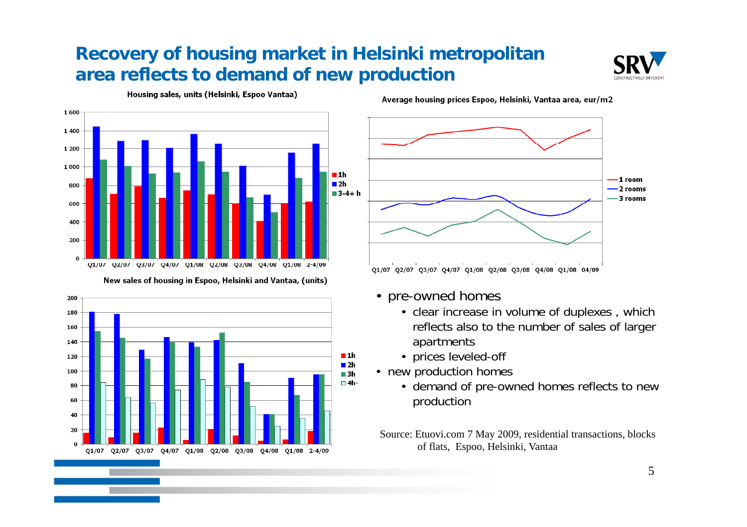# Recovery of housing market in Helsinki metropolitan area reflects to demand of new production

Housing sales, units (Helsinki, Espoo Vantaa)

Average housing prices Espoo, Helsinki, Vantaa area, eur/m2

New sales of housing in Espoo, Helsinki and Vantaa, (units)

- pre-owned homes
  - clear increase in volume of duplexes , which reflects also to the number of sales of larger apartments
  - prices leveled-off
- new production homes
  - demand of pre-owned homes reflects to new production

Source: Etuovi.com 7 May 2009, residential transactions, blocks of flats, Espoo, Helsinki, Vantaa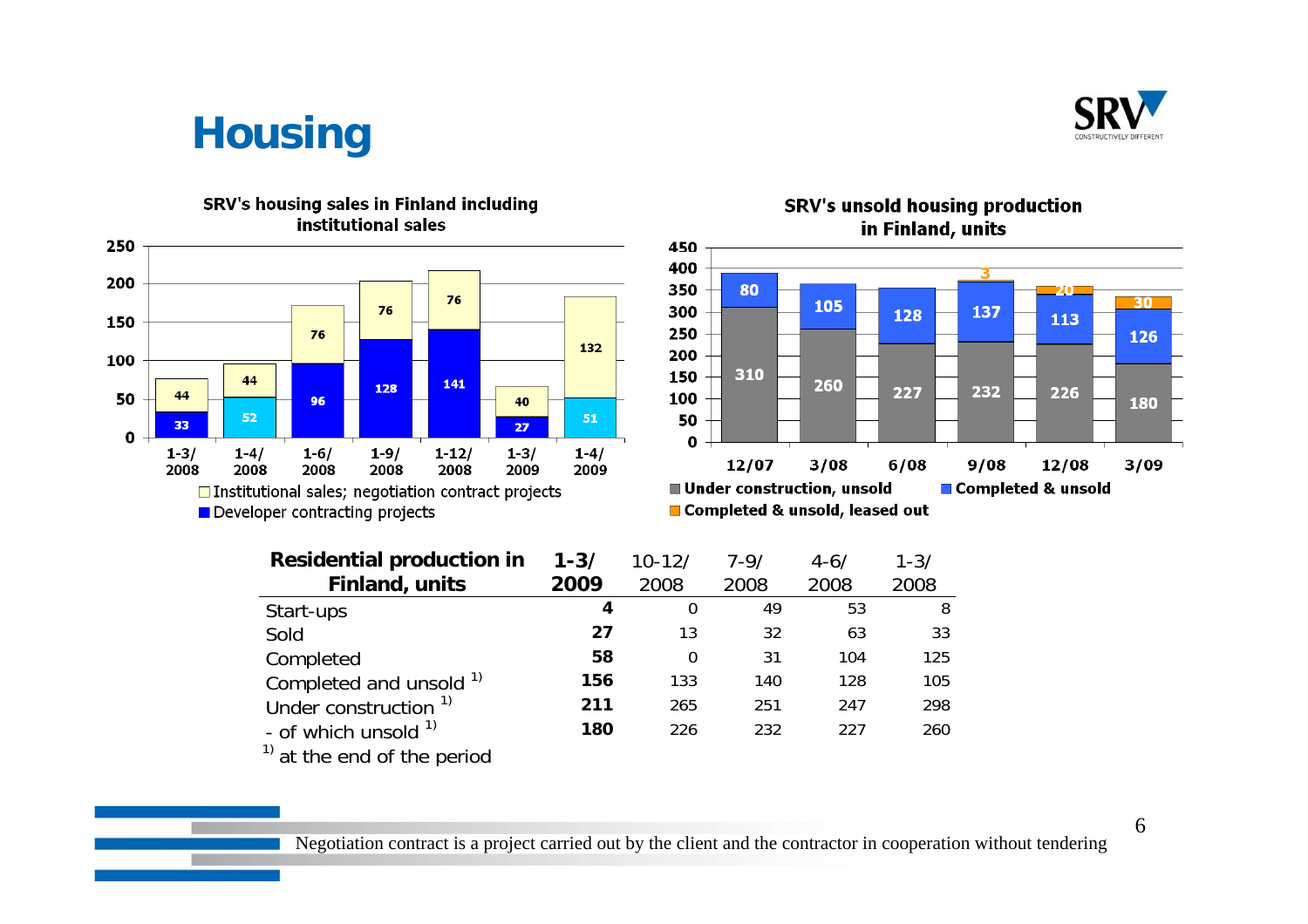# Housing

**SRV's housing sales in Finland including institutional sales**

| Period | Developer contracting projects | Institutional sales; negotiation contract projects |
|---|---|---|
| 1-3/2008 | 33 | 44 |
| 1-4/2008 | 52 | 44 |
| 1-6/2008 | 96 | 76 |
| 1-9/2008 | 128 | 76 |
| 1-12/2008 | 141 | 76 |
| 1-3/2009 | 27 | 40 |
| 1-4/2009 | 51 | 132 |

**SRV's unsold housing production in Finland, units**

| Period | Under construction, unsold | Completed & unsold | Completed & unsold, leased out |
|---|---|---|---|
| 12/07 | 310 | 80 | |
| 3/08 | 260 | 105 | |
| 6/08 | 227 | 128 | |
| 9/08 | 232 | 137 | 3 |
| 12/08 | 226 | 113 | 20 |
| 3/09 | 180 | 126 | 30 |

| Residential production in Finland, units | 1-3/ 2009 | 10-12/ 2008 | 7-9/ 2008 | 4-6/ 2008 | 1-3/ 2008 |
|---|---|---|---|---|---|
| Start-ups | **4** | 0 | 49 | 53 | 8 |
| Sold | **27** | 13 | 32 | 63 | 33 |
| Completed | **58** | 0 | 31 | 104 | 125 |
| Completed and unsold [1] | **156** | 133 | 140 | 128 | 105 |
| Under construction [1] | **211** | 265 | 251 | 247 | 298 |
| - of which unsold [1] | **180** | 226 | 232 | 227 | 260 |

[1] at the end of the period

Negotiation contract is a project carried out by the client and the contractor in cooperation without tendering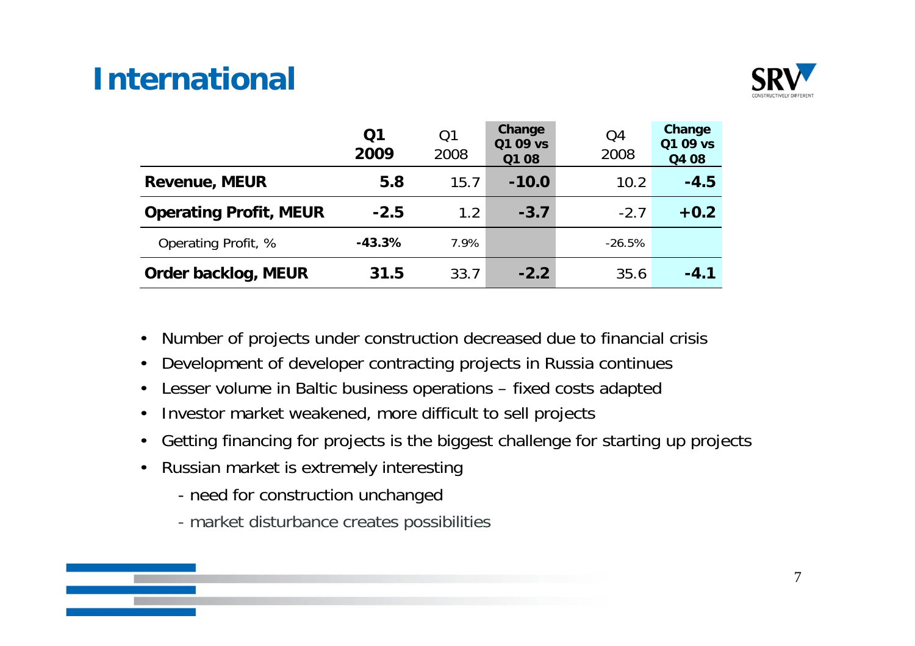# International

| | Q1 2009 | Q1 2008 | Change Q1 09 vs Q1 08 | Q4 2008 | Change Q1 09 vs Q4 08 |
|---|---|---|---|---|---|
| **Revenue, MEUR** | **5.8** | 15.7 | **-10.0** | 10.2 | **-4.5** |
| **Operating Profit, MEUR** | **-2.5** | 1.2 | **-3.7** | -2.7 | **+0.2** |
| Operating Profit, % | **-43.3%** | 7.9% | | -26.5% | |
| **Order backlog, MEUR** | **31.5** | 33.7 | **-2.2** | 35.6 | **-4.1** |

- Number of projects under construction decreased due to financial crisis
- Development of developer contracting projects in Russia continues
- Lesser volume in Baltic business operations – fixed costs adapted
- Investor market weakened, more difficult to sell projects
- Getting financing for projects is the biggest challenge for starting up projects
- Russian market is extremely interesting
  - need for construction unchanged
  - market disturbance creates possibilities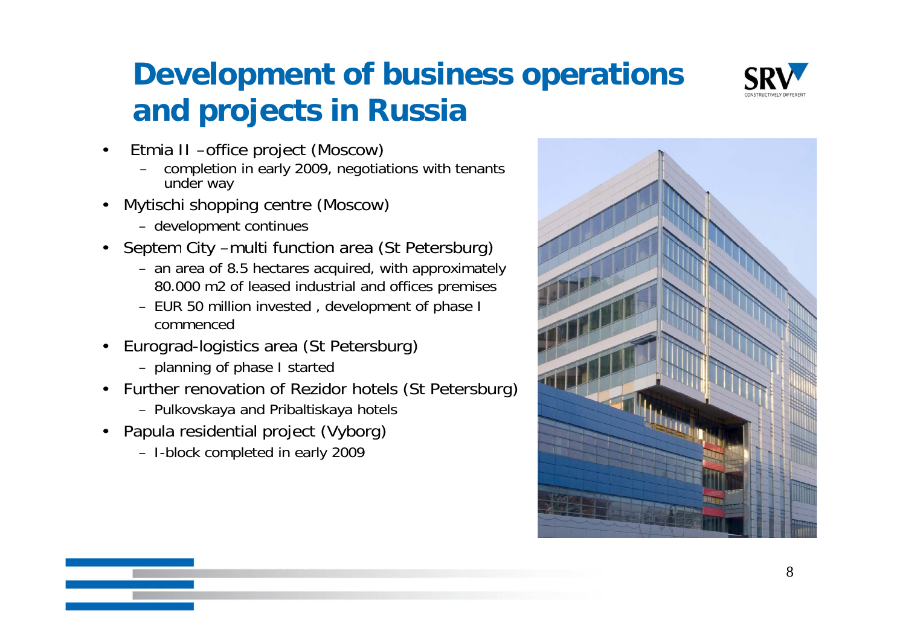# Development of business operations and projects in Russia

- Etmia II –office project (Moscow)
  - completion in early 2009, negotiations with tenants under way
- Mytischi shopping centre (Moscow)
  - development continues
- Septem City –multi function area (St Petersburg)
  - an area of 8.5 hectares acquired, with approximately 80.000 m2 of leased industrial and offices premises
  - EUR 50 million invested , development of phase I commenced
- Eurograd-logistics area (St Petersburg)
  - planning of phase I started
- Further renovation of Rezidor hotels (St Petersburg)
  - Pulkovskaya and Pribaltiskaya hotels
- Papula residential project (Vyborg)
  - I-block completed in early 2009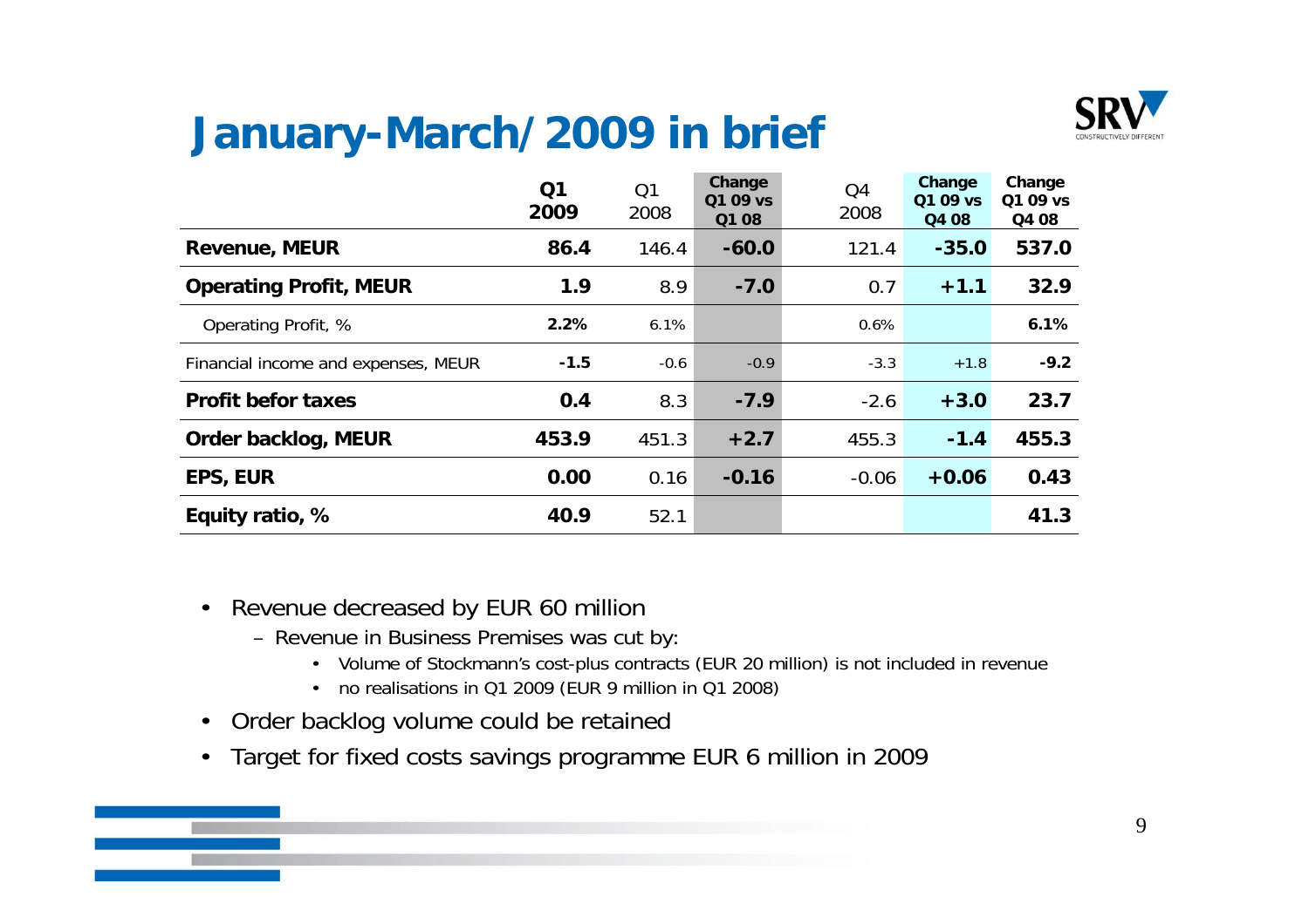# January-March/2009 in brief

| | Q1 2009 | Q1 2008 | Change Q1 09 vs Q1 08 | Q4 2008 | Change Q1 09 vs Q4 08 | Change Q1 09 vs Q4 08 |
|---|---|---|---|---|---|---|
| **Revenue, MEUR** | **86.4** | 146.4 | **-60.0** | 121.4 | **-35.0** | **537.0** |
| **Operating Profit, MEUR** | **1.9** | 8.9 | **-7.0** | 0.7 | **+1.1** | **32.9** |
| Operating Profit, % | **2.2%** | 6.1% | | 0.6% | | **6.1%** |
| Financial income and expenses, MEUR | **-1.5** | -0.6 | -0.9 | -3.3 | +1.8 | **-9.2** |
| **Profit befor taxes** | **0.4** | 8.3 | **-7.9** | -2.6 | **+3.0** | **23.7** |
| **Order backlog, MEUR** | **453.9** | 451.3 | **+2.7** | 455.3 | **-1.4** | **455.3** |
| **EPS, EUR** | **0.00** | 0.16 | **-0.16** | -0.06 | **+0.06** | **0.43** |
| **Equity ratio, %** | **40.9** | 52.1 | | | | **41.3** |

- Revenue decreased by EUR 60 million
  - Revenue in Business Premises was cut by:
    - Volume of Stockmann's cost-plus contracts (EUR 20 million) is not included in revenue
    - no realisations in Q1 2009 (EUR 9 million in Q1 2008)
- Order backlog volume could be retained
- Target for fixed costs savings programme EUR 6 million in 2009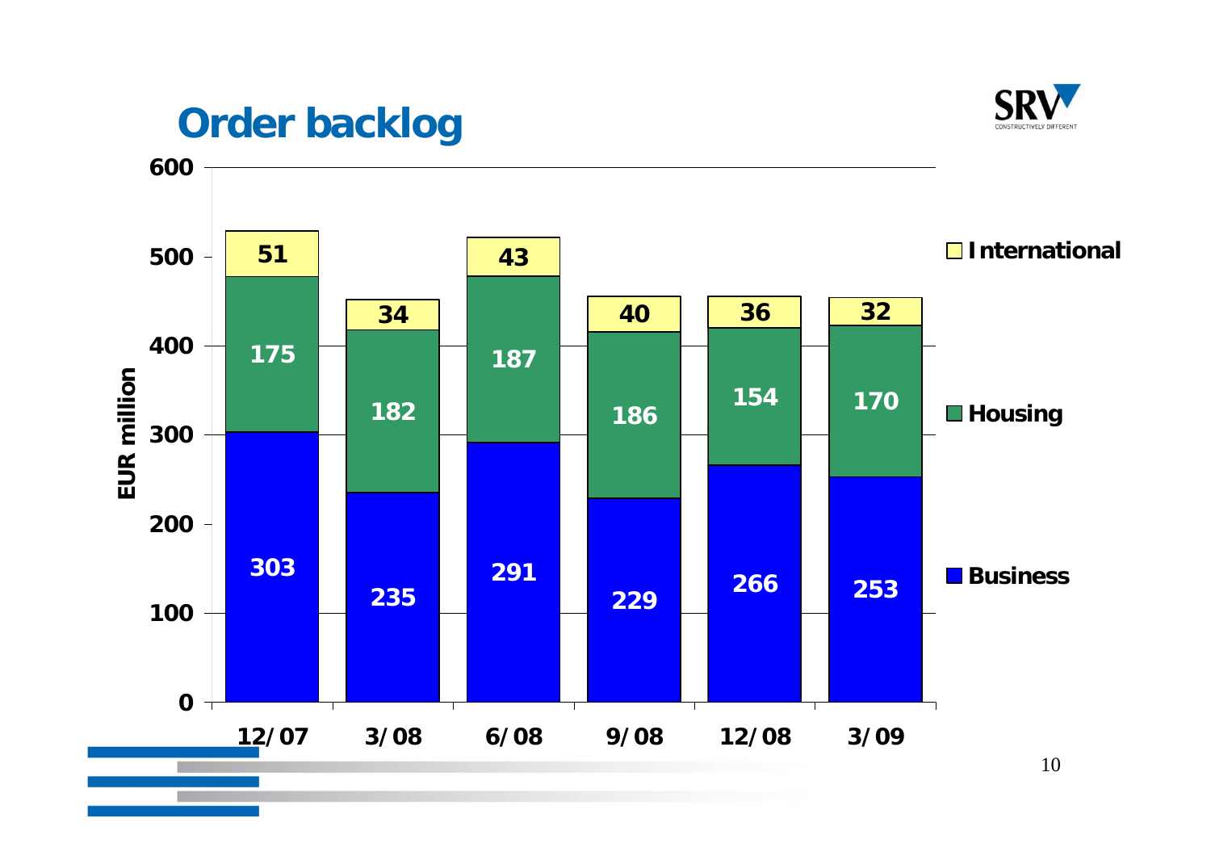# Order backlog

EUR million

| | 12/07 | 3/08 | 6/08 | 9/08 | 12/08 | 3/09 |
|---|---|---|---|---|---|---|
| International | 51 | 34 | 43 | 40 | 36 | 32 |
| Housing | 175 | 182 | 187 | 186 | 154 | 170 |
| Business | 303 | 235 | 291 | 229 | 266 | 253 |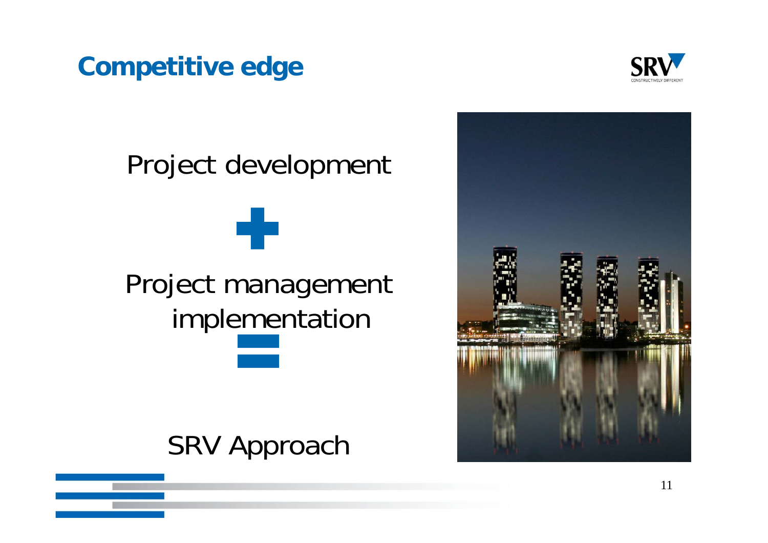# Competitive edge

Project development

+

Project management implementation

=

SRV Approach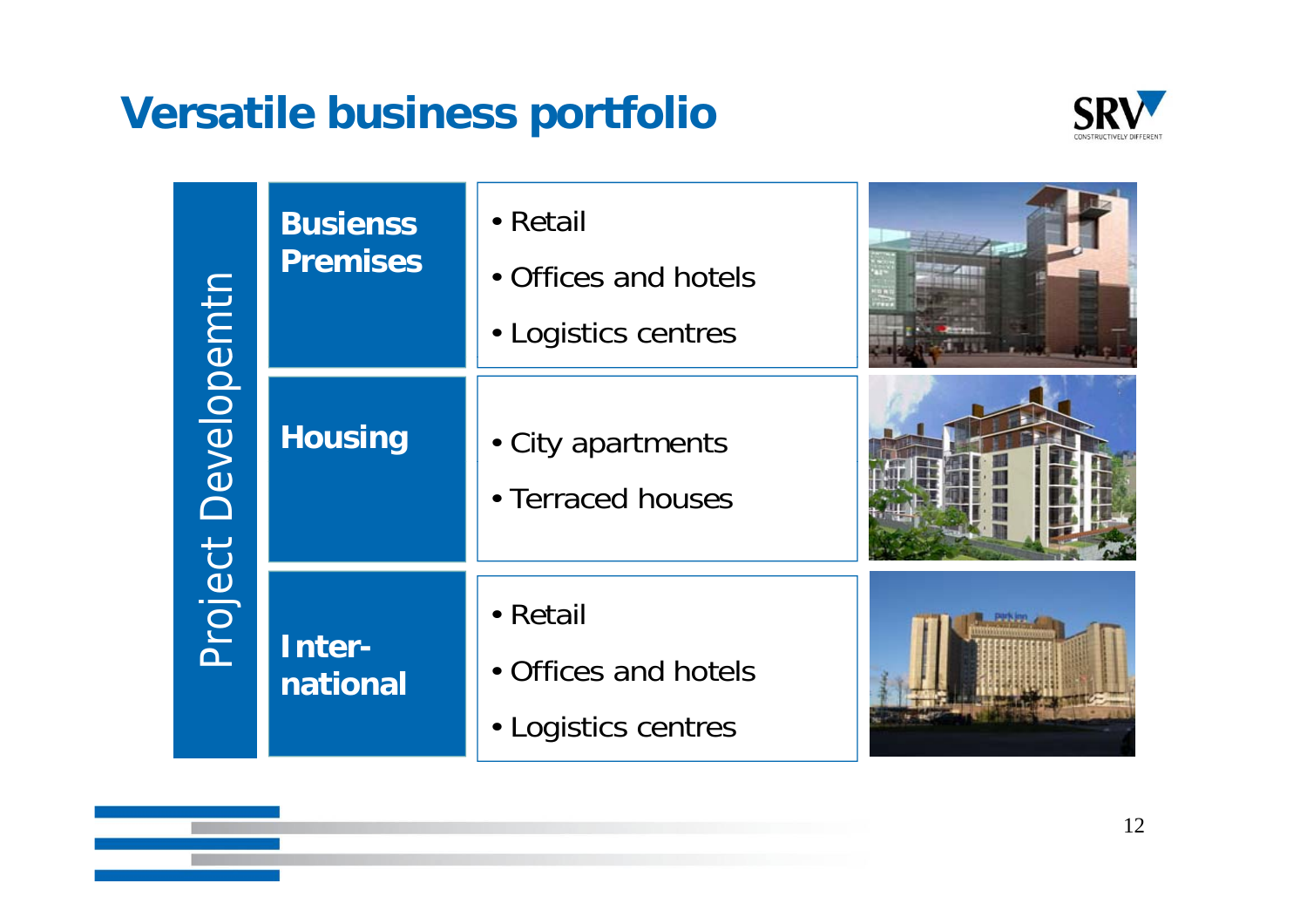# Versatile business portfolio

Project Developemtn

| | | |
|---|---|---|
| **Busienss Premises** | • Retail<br>• Offices and hotels<br>• Logistics centres | |
| **Housing** | • City apartments<br>• Terraced houses | |
| **Inter-national** | • Retail<br>• Offices and hotels<br>• Logistics centres | |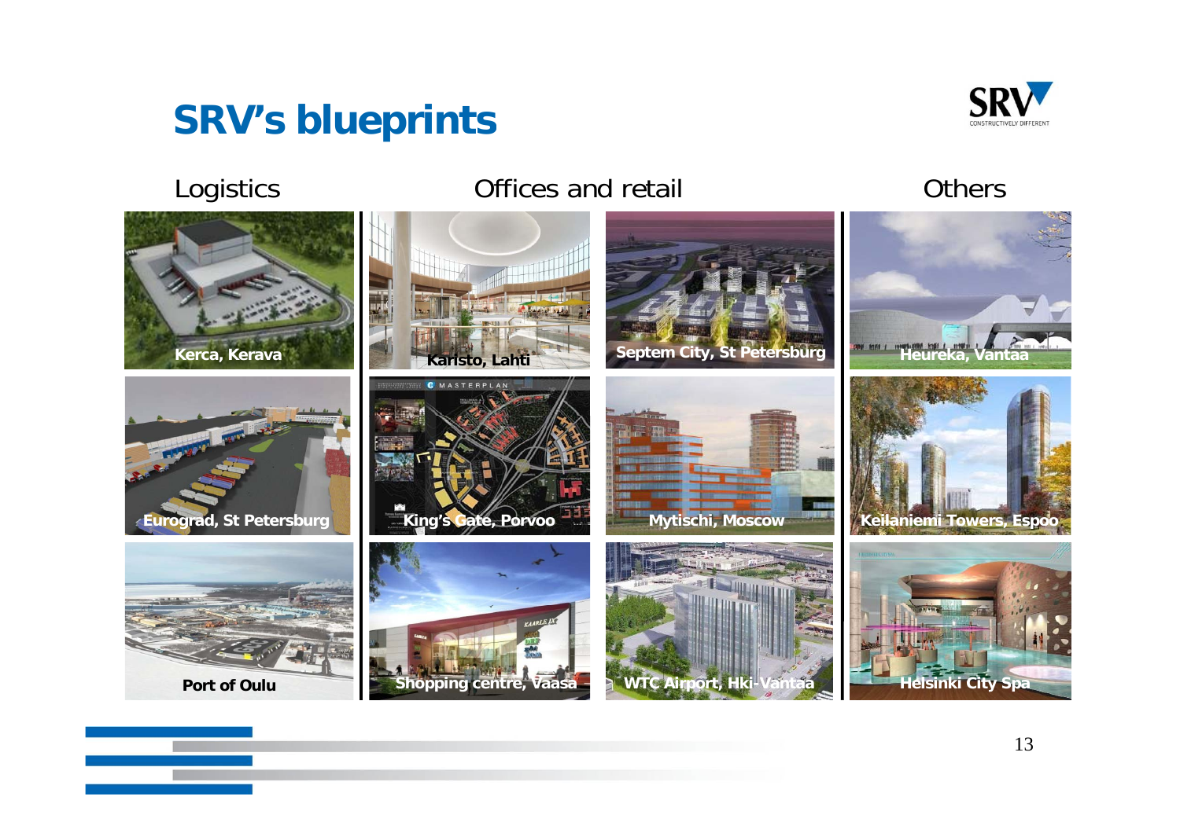# SRV's blueprints

## Logistics

- Kerca, Kerava
- Eurograd, St Petersburg
- Port of Oulu

## Offices and retail

- Karisto, Lahti
- Septem City, St Petersburg
- King's Gate, Porvoo
- Mytischi, Moscow
- Shopping centre, Vaasa
- WTC Airport, Hki-Vantaa

## Others

- Heureka, Vantaa
- Keilaniemi Towers, Espoo
- Helsinki City Spa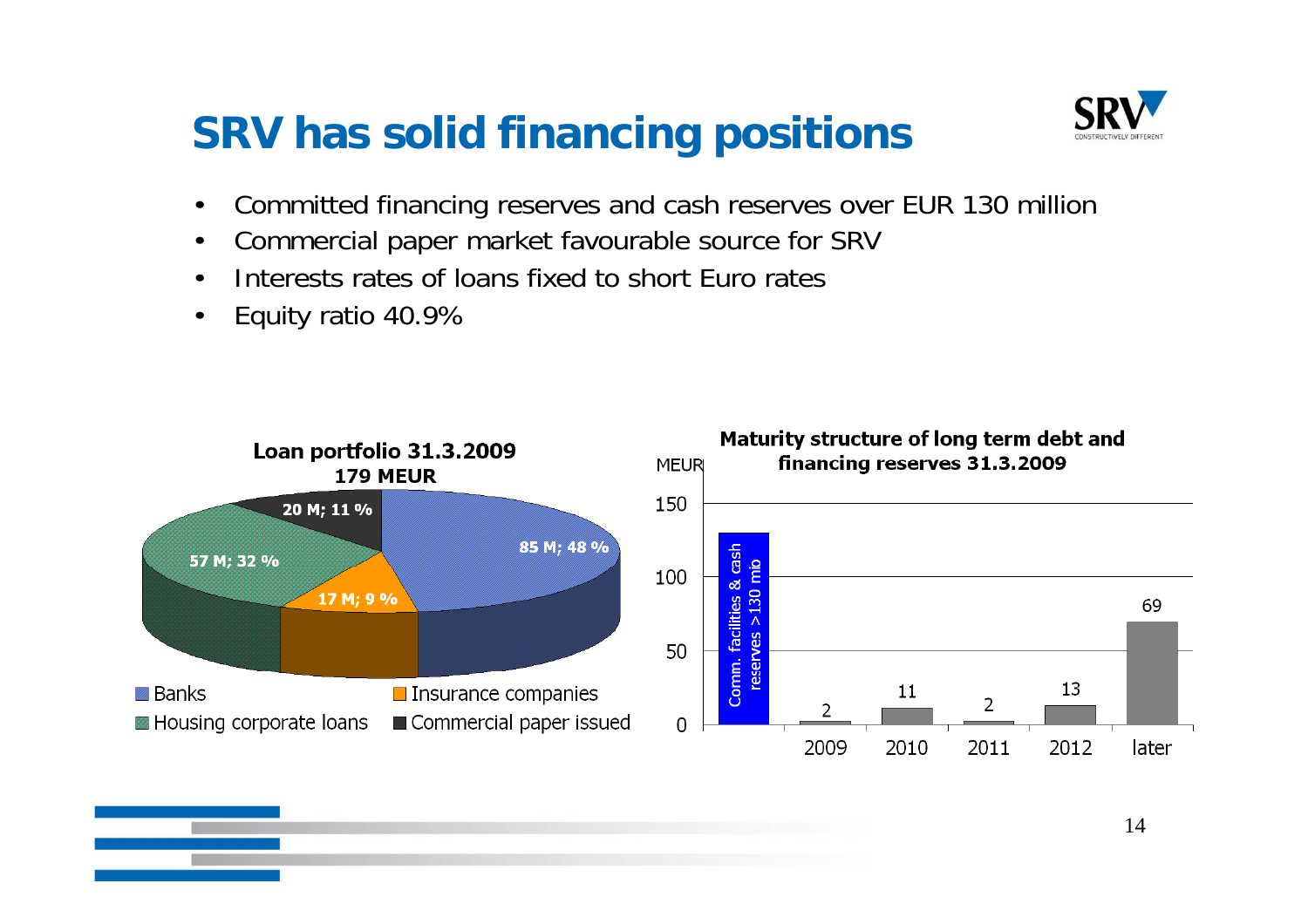# SRV has solid financing positions

- Committed financing reserves and cash reserves over EUR 130 million
- Commercial paper market favourable source for SRV
- Interests rates of loans fixed to short Euro rates
- Equity ratio 40.9%

**Loan portfolio 31.3.2009**
**179 MEUR**

| Source | Amount | Share |
|---|---|---|
| Banks | 85 M | 48 % |
| Housing corporate loans | 57 M | 32 % |
| Insurance companies | 17 M | 9 % |
| Commercial paper issued | 20 M | 11 % |

**Maturity structure of long term debt and financing reserves 31.3.2009**

MEUR

| | Comm. facilities & cash reserves > 130 mio | 2009 | 2010 | 2011 | 2012 | later |
|---|---|---|---|---|---|---|
| MEUR | > 130 | 2 | 11 | 2 | 13 | 69 |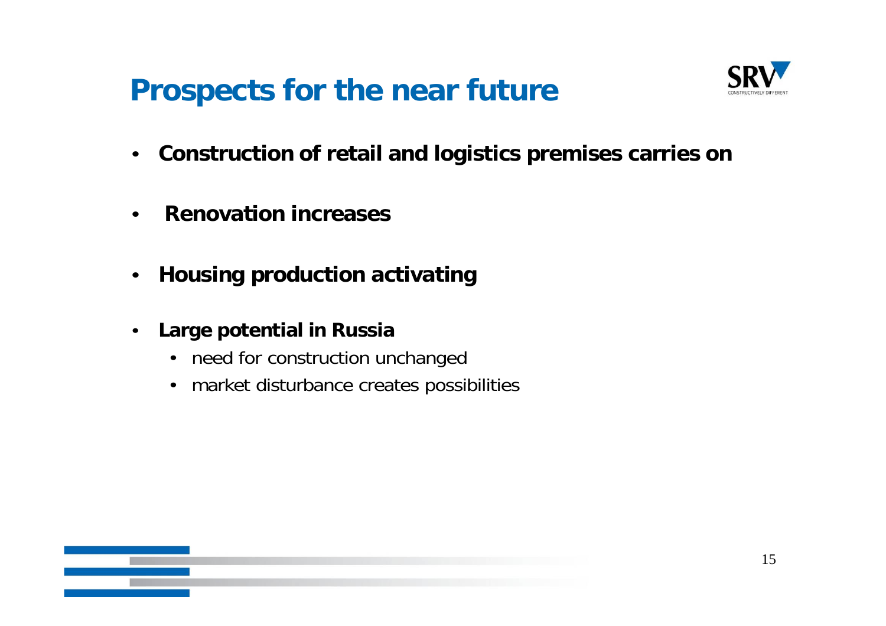# Prospects for the near future

- **Construction of retail and logistics premises carries on**
- **Renovation increases**
- **Housing production activating**
- **Large potential in Russia**
  - need for construction unchanged
  - market disturbance creates possibilities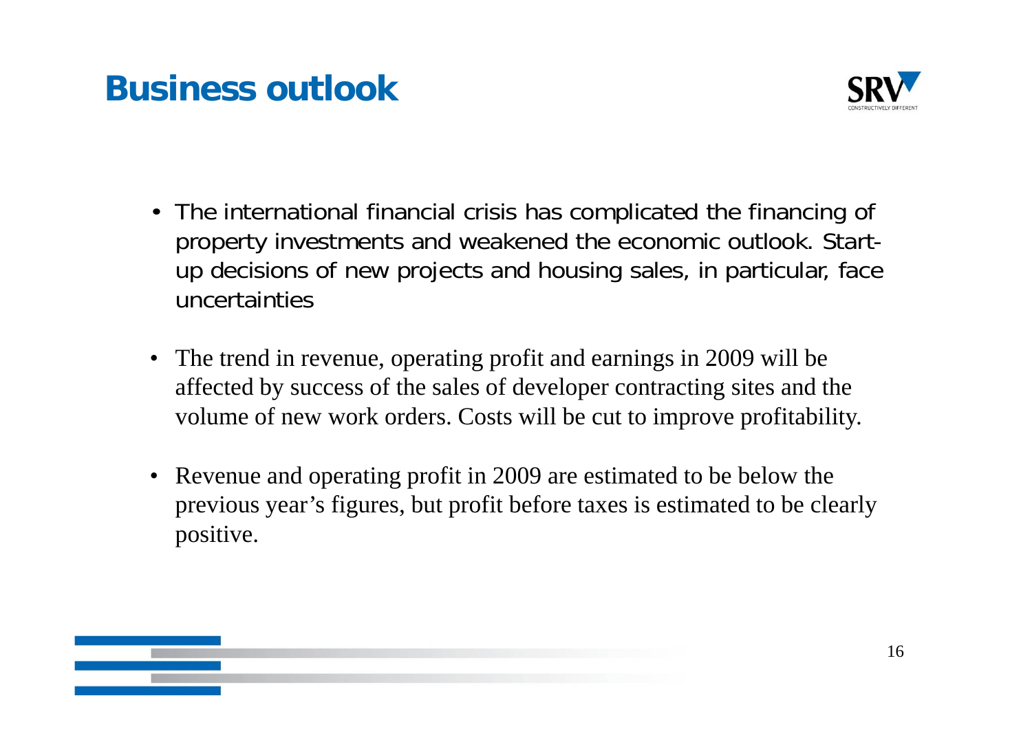# Business outlook

- The international financial crisis has complicated the financing of property investments and weakened the economic outlook. Start-up decisions of new projects and housing sales, in particular, face uncertainties
- The trend in revenue, operating profit and earnings in 2009 will be affected by success of the sales of developer contracting sites and the volume of new work orders. Costs will be cut to improve profitability.
- Revenue and operating profit in 2009 are estimated to be below the previous year's figures, but profit before taxes is estimated to be clearly positive.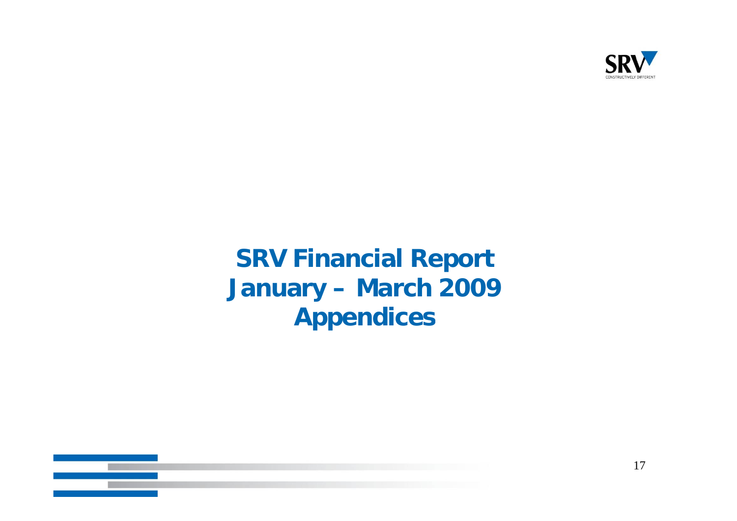# SRV Financial Report January – March 2009 Appendices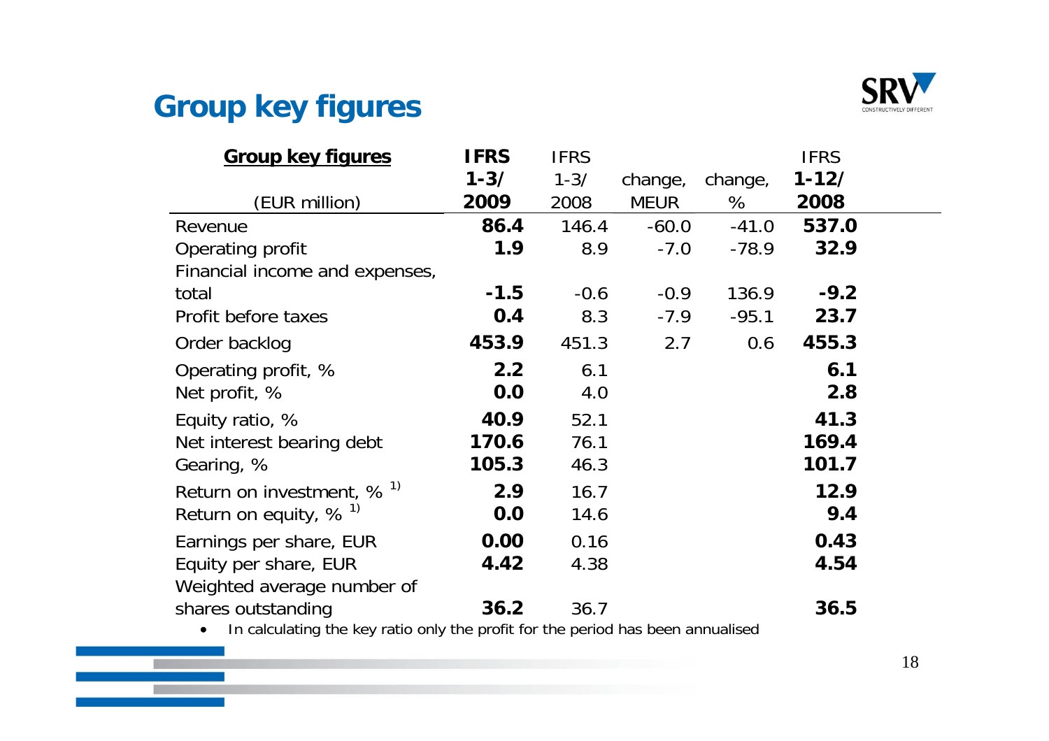# Group key figures

| **Group key figures** (EUR million) | **IFRS 1-3/ 2009** | IFRS 1-3/ 2008 | change, MEUR | change, % | **IFRS 1-12/ 2008** |
|---|---|---|---|---|---|
| Revenue | **86.4** | 146.4 | -60.0 | -41.0 | **537.0** |
| Operating profit | **1.9** | 8.9 | -7.0 | -78.9 | **32.9** |
| Financial income and expenses, total | **-1.5** | -0.6 | -0.9 | 136.9 | **-9.2** |
| Profit before taxes | **0.4** | 8.3 | -7.9 | -95.1 | **23.7** |
| Order backlog | **453.9** | 451.3 | 2.7 | 0.6 | **455.3** |
| Operating profit, % | **2.2** | 6.1 | | | **6.1** |
| Net profit, % | **0.0** | 4.0 | | | **2.8** |
| Equity ratio, % | **40.9** | 52.1 | | | **41.3** |
| Net interest bearing debt | **170.6** | 76.1 | | | **169.4** |
| Gearing, % | **105.3** | 46.3 | | | **101.7** |
| Return on investment, % [1)] | **2.9** | 16.7 | | | **12.9** |
| Return on equity, % [1)] | **0.0** | 14.6 | | | **9.4** |
| Earnings per share, EUR | **0.00** | 0.16 | | | **0.43** |
| Equity per share, EUR | **4.42** | 4.38 | | | **4.54** |
| Weighted average number of shares outstanding | **36.2** | 36.7 | | | **36.5** |

- In calculating the key ratio only the profit for the period has been annualised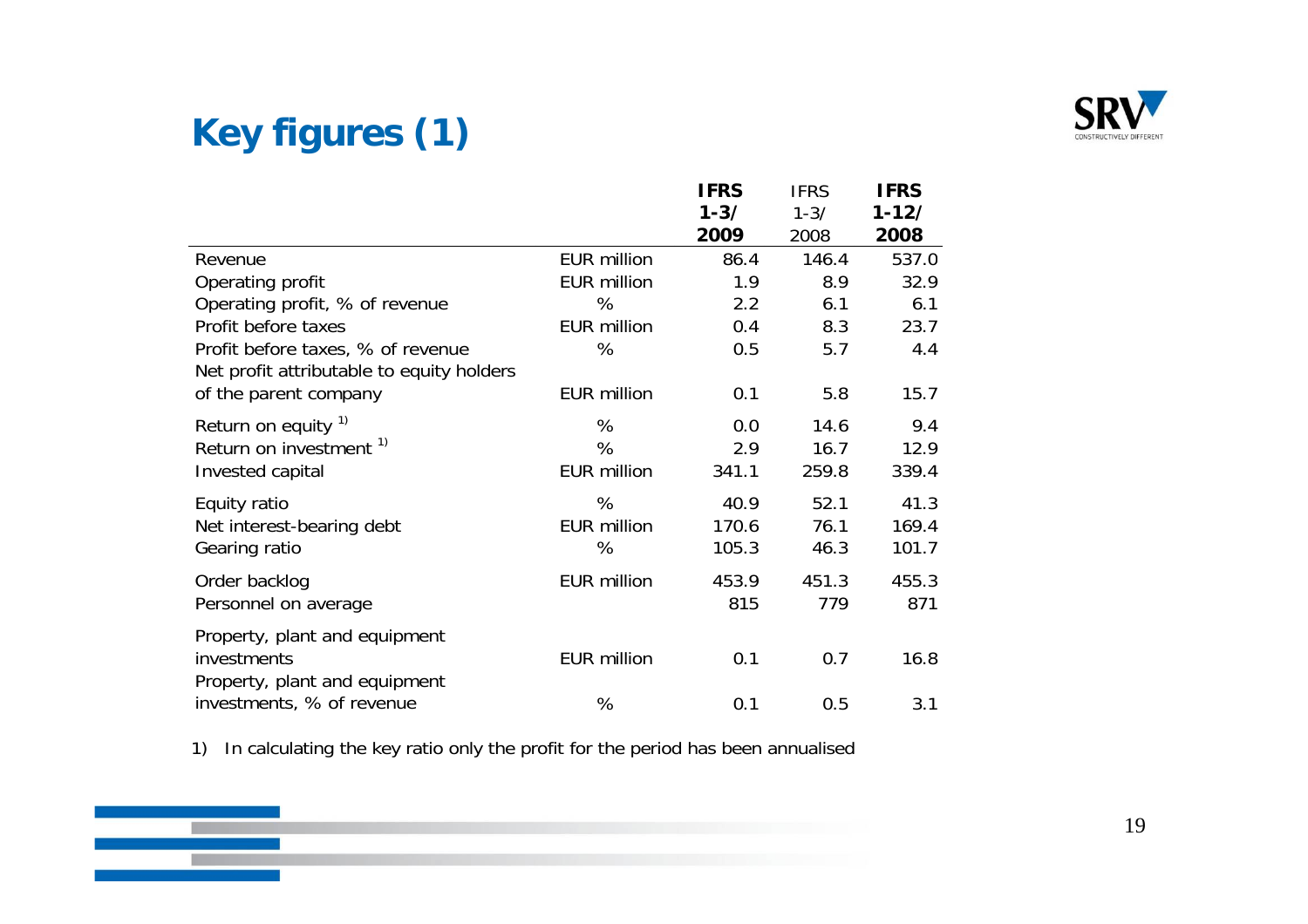# Key figures (1)

| | | IFRS 1-3/ 2009 | IFRS 1-3/ 2008 | IFRS 1-12/ 2008 |
|---|---|---|---|---|
| Revenue | EUR million | 86.4 | 146.4 | 537.0 |
| Operating profit | EUR million | 1.9 | 8.9 | 32.9 |
| Operating profit, % of revenue | % | 2.2 | 6.1 | 6.1 |
| Profit before taxes | EUR million | 0.4 | 8.3 | 23.7 |
| Profit before taxes, % of revenue | % | 0.5 | 5.7 | 4.4 |
| Net profit attributable to equity holders of the parent company | EUR million | 0.1 | 5.8 | 15.7 |
| Return on equity [1] | % | 0.0 | 14.6 | 9.4 |
| Return on investment [1] | % | 2.9 | 16.7 | 12.9 |
| Invested capital | EUR million | 341.1 | 259.8 | 339.4 |
| Equity ratio | % | 40.9 | 52.1 | 41.3 |
| Net interest-bearing debt | EUR million | 170.6 | 76.1 | 169.4 |
| Gearing ratio | % | 105.3 | 46.3 | 101.7 |
| Order backlog | EUR million | 453.9 | 451.3 | 455.3 |
| Personnel on average | | 815 | 779 | 871 |
| Property, plant and equipment investments | EUR million | 0.1 | 0.7 | 16.8 |
| Property, plant and equipment investments, % of revenue | % | 0.1 | 0.5 | 3.1 |

1) In calculating the key ratio only the profit for the period has been annualised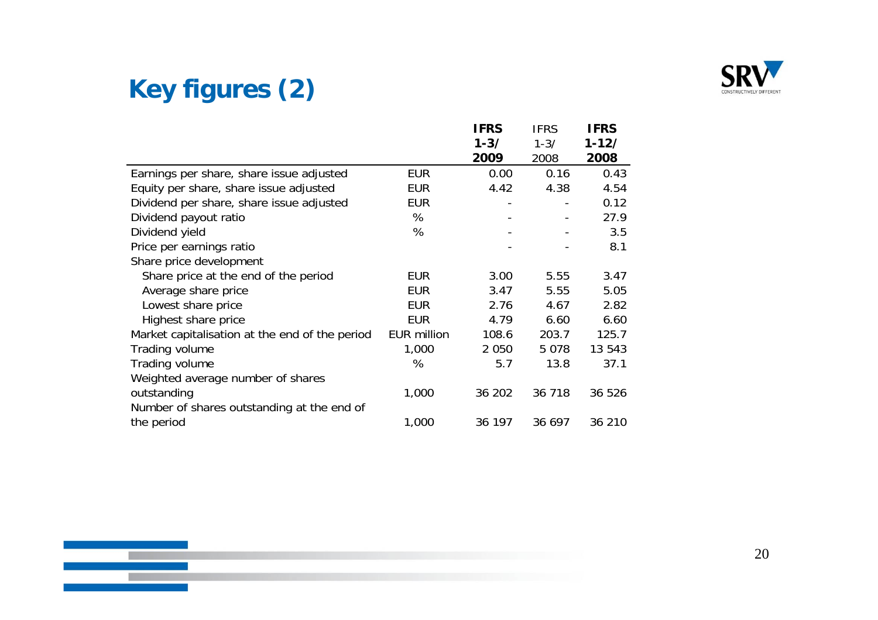# Key figures (2)

| | | IFRS 1-3/ 2009 | IFRS 1-3/ 2008 | IFRS 1-12/ 2008 |
|---|---|---|---|---|
| Earnings per share, share issue adjusted | EUR | 0.00 | 0.16 | 0.43 |
| Equity per share, share issue adjusted | EUR | 4.42 | 4.38 | 4.54 |
| Dividend per share, share issue adjusted | EUR | - | - | 0.12 |
| Dividend payout ratio | % | - | - | 27.9 |
| Dividend yield | % | - | - | 3.5 |
| Price per earnings ratio | | - | - | 8.1 |
| Share price development | | | | |
| Share price at the end of the period | EUR | 3.00 | 5.55 | 3.47 |
| Average share price | EUR | 3.47 | 5.55 | 5.05 |
| Lowest share price | EUR | 2.76 | 4.67 | 2.82 |
| Highest share price | EUR | 4.79 | 6.60 | 6.60 |
| Market capitalisation at the end of the period | EUR million | 108.6 | 203.7 | 125.7 |
| Trading volume | 1,000 | 2 050 | 5 078 | 13 543 |
| Trading volume | % | 5.7 | 13.8 | 37.1 |
| Weighted average number of shares outstanding | 1,000 | 36 202 | 36 718 | 36 526 |
| Number of shares outstanding at the end of the period | 1,000 | 36 197 | 36 697 | 36 210 |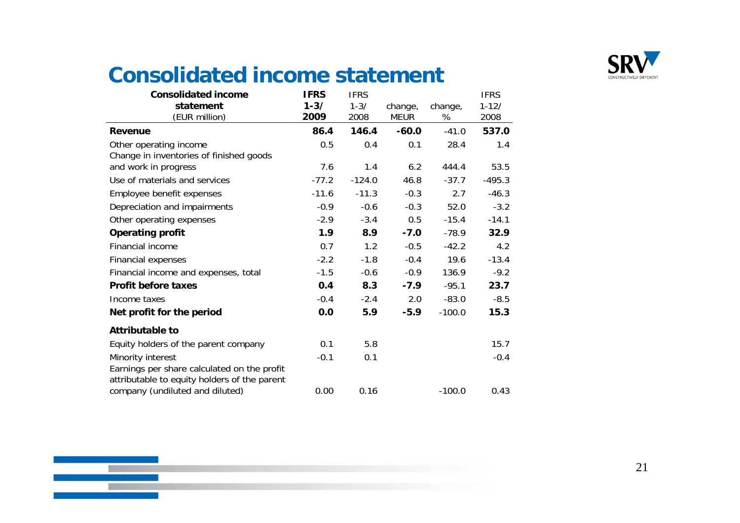# Consolidated income statement

| **Consolidated income statement** (EUR million) | **IFRS 1-3/ 2009** | IFRS 1-3/ 2008 | change, MEUR | change, % | IFRS 1-12/ 2008 |
|---|---|---|---|---|---|
| **Revenue** | **86.4** | **146.4** | **-60.0** | -41.0 | **537.0** |
| Other operating income | 0.5 | 0.4 | 0.1 | 28.4 | 1.4 |
| Change in inventories of finished goods and work in progress | 7.6 | 1.4 | 6.2 | 444.4 | 53.5 |
| Use of materials and services | -77.2 | -124.0 | 46.8 | -37.7 | -495.3 |
| Employee benefit expenses | -11.6 | -11.3 | -0.3 | 2.7 | -46.3 |
| Depreciation and impairments | -0.9 | -0.6 | -0.3 | 52.0 | -3.2 |
| Other operating expenses | -2.9 | -3.4 | 0.5 | -15.4 | -14.1 |
| **Operating profit** | **1.9** | **8.9** | **-7.0** | -78.9 | **32.9** |
| Financial income | 0.7 | 1.2 | -0.5 | -42.2 | 4.2 |
| Financial expenses | -2.2 | -1.8 | -0.4 | 19.6 | -13.4 |
| Financial income and expenses, total | -1.5 | -0.6 | -0.9 | 136.9 | -9.2 |
| **Profit before taxes** | **0.4** | **8.3** | **-7.9** | -95.1 | **23.7** |
| Income taxes | -0.4 | -2.4 | 2.0 | -83.0 | -8.5 |
| **Net profit for the period** | **0.0** | **5.9** | **-5.9** | -100.0 | **15.3** |
| **Attributable to** | | | | | |
| Equity holders of the parent company | 0.1 | 5.8 | | | 15.7 |
| Minority interest | -0.1 | 0.1 | | | -0.4 |
| Earnings per share calculated on the profit attributable to equity holders of the parent company (undiluted and diluted) | 0.00 | 0.16 | | -100.0 | 0.43 |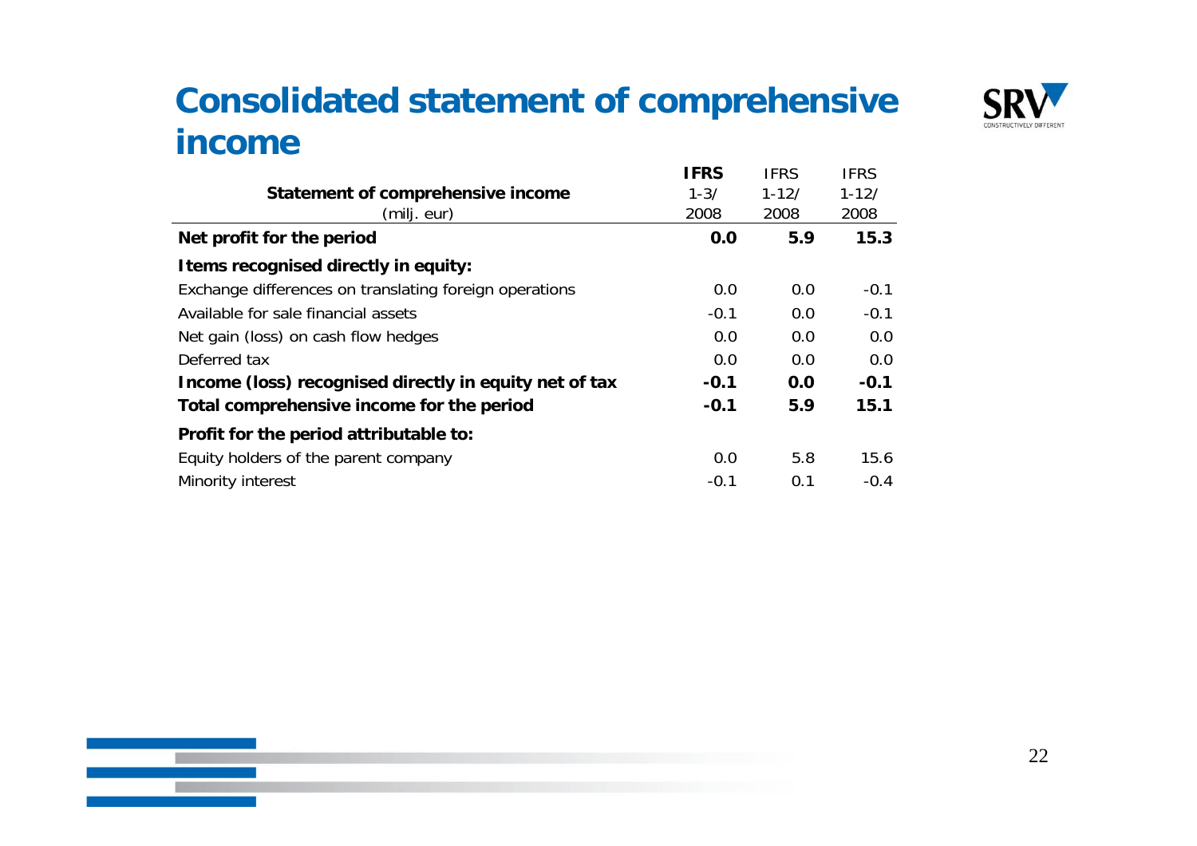# Consolidated statement of comprehensive income

| Statement of comprehensive income (milj. eur) | **IFRS 1-3/ 2008** | IFRS 1-12/ 2008 | IFRS 1-12/ 2008 |
|---|---|---|---|
| **Net profit for the period** | **0.0** | **5.9** | **15.3** |
| **Items recognised directly in equity:** | | | |
| Exchange differences on translating foreign operations | 0.0 | 0.0 | -0.1 |
| Available for sale financial assets | -0.1 | 0.0 | -0.1 |
| Net gain (loss) on cash flow hedges | 0.0 | 0.0 | 0.0 |
| Deferred tax | 0.0 | 0.0 | 0.0 |
| **Income (loss) recognised directly in equity net of tax** | **-0.1** | **0.0** | **-0.1** |
| **Total comprehensive income for the period** | **-0.1** | **5.9** | **15.1** |
| **Profit for the period attributable to:** | | | |
| Equity holders of the parent company | 0.0 | 5.8 | 15.6 |
| Minority interest | -0.1 | 0.1 | -0.4 |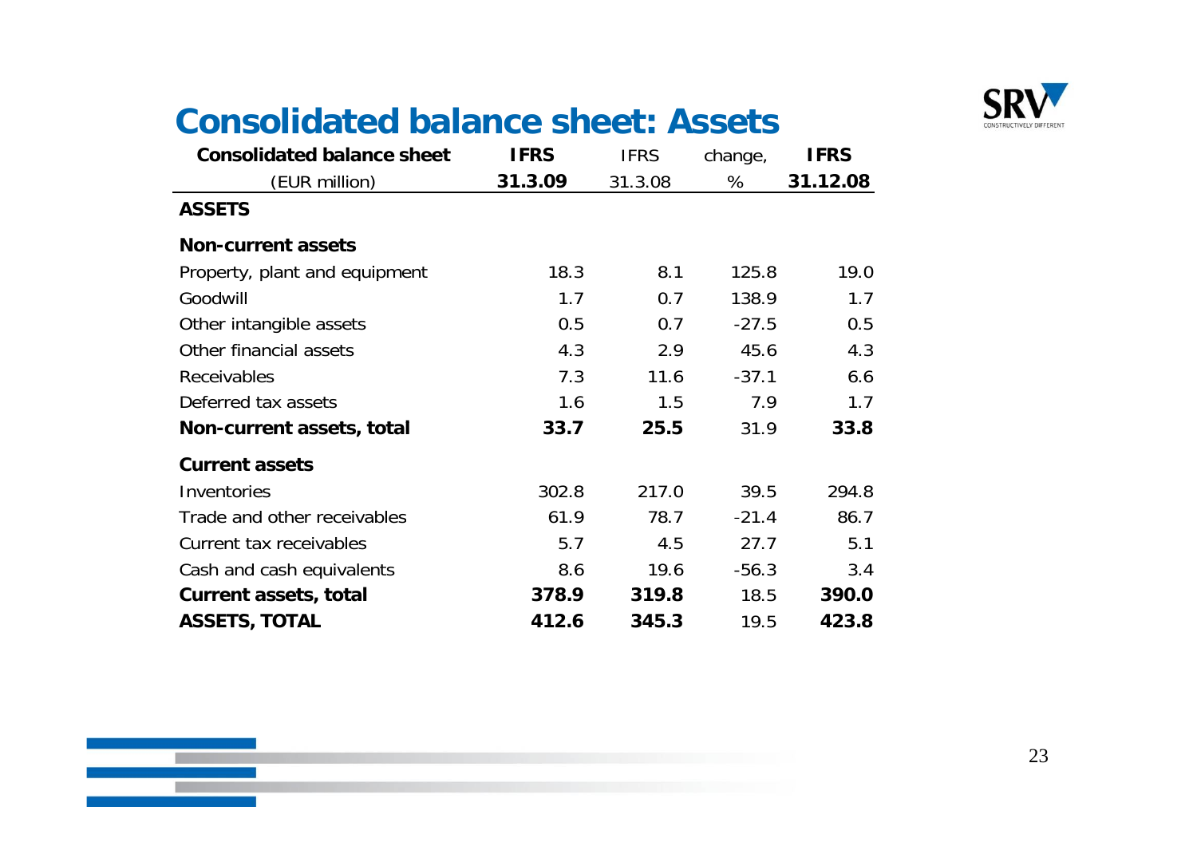# Consolidated balance sheet: Assets

| Consolidated balance sheet (EUR million) | IFRS 31.3.09 | IFRS 31.3.08 | change, % | IFRS 31.12.08 |
|---|---|---|---|---|
| **ASSETS** | | | | |
| **Non-current assets** | | | | |
| Property, plant and equipment | 18.3 | 8.1 | 125.8 | 19.0 |
| Goodwill | 1.7 | 0.7 | 138.9 | 1.7 |
| Other intangible assets | 0.5 | 0.7 | -27.5 | 0.5 |
| Other financial assets | 4.3 | 2.9 | 45.6 | 4.3 |
| Receivables | 7.3 | 11.6 | -37.1 | 6.6 |
| Deferred tax assets | 1.6 | 1.5 | 7.9 | 1.7 |
| **Non-current assets, total** | **33.7** | **25.5** | 31.9 | **33.8** |
| **Current assets** | | | | |
| Inventories | 302.8 | 217.0 | 39.5 | 294.8 |
| Trade and other receivables | 61.9 | 78.7 | -21.4 | 86.7 |
| Current tax receivables | 5.7 | 4.5 | 27.7 | 5.1 |
| Cash and cash equivalents | 8.6 | 19.6 | -56.3 | 3.4 |
| **Current assets, total** | **378.9** | **319.8** | 18.5 | **390.0** |
| **ASSETS, TOTAL** | **412.6** | **345.3** | 19.5 | **423.8** |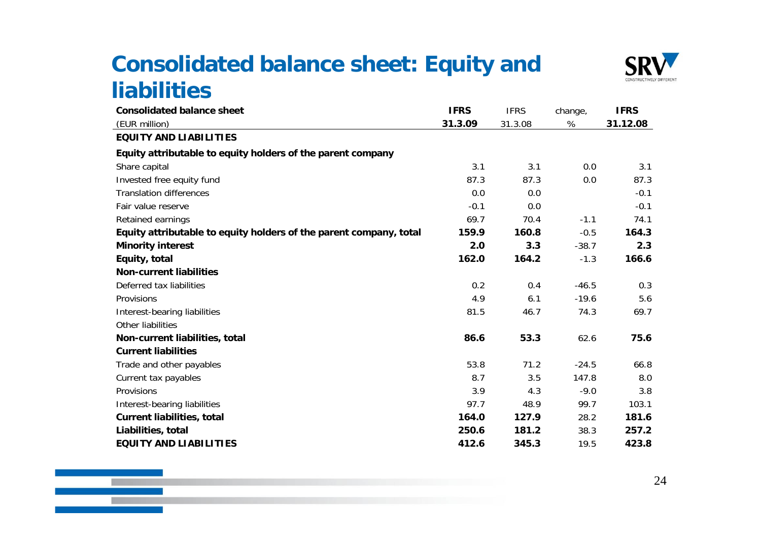# Consolidated balance sheet: Equity and liabilities

| Consolidated balance sheet | IFRS | IFRS | change, | IFRS |
|---|---|---|---|---|
| (EUR million) | 31.3.09 | 31.3.08 | % | 31.12.08 |
| **EQUITY AND LIABILITIES** | | | | |
| **Equity attributable to equity holders of the parent company** | | | | |
| Share capital | 3.1 | 3.1 | 0.0 | 3.1 |
| Invested free equity fund | 87.3 | 87.3 | 0.0 | 87.3 |
| Translation differences | 0.0 | 0.0 | | -0.1 |
| Fair value reserve | -0.1 | 0.0 | | -0.1 |
| Retained earnings | 69.7 | 70.4 | -1.1 | 74.1 |
| **Equity attributable to equity holders of the parent company, total** | **159.9** | **160.8** | -0.5 | **164.3** |
| **Minority interest** | **2.0** | **3.3** | -38.7 | **2.3** |
| **Equity, total** | **162.0** | **164.2** | -1.3 | **166.6** |
| **Non-current liabilities** | | | | |
| Deferred tax liabilities | 0.2 | 0.4 | -46.5 | 0.3 |
| Provisions | 4.9 | 6.1 | -19.6 | 5.6 |
| Interest-bearing liabilities | 81.5 | 46.7 | 74.3 | 69.7 |
| Other liabilities | | | | |
| **Non-current liabilities, total** | **86.6** | **53.3** | 62.6 | **75.6** |
| **Current liabilities** | | | | |
| Trade and other payables | 53.8 | 71.2 | -24.5 | 66.8 |
| Current tax payables | 8.7 | 3.5 | 147.8 | 8.0 |
| Provisions | 3.9 | 4.3 | -9.0 | 3.8 |
| Interest-bearing liabilities | 97.7 | 48.9 | 99.7 | 103.1 |
| **Current liabilities, total** | **164.0** | **127.9** | 28.2 | **181.6** |
| **Liabilities, total** | **250.6** | **181.2** | 38.3 | **257.2** |
| **EQUITY AND LIABILITIES** | **412.6** | **345.3** | 19.5 | **423.8** |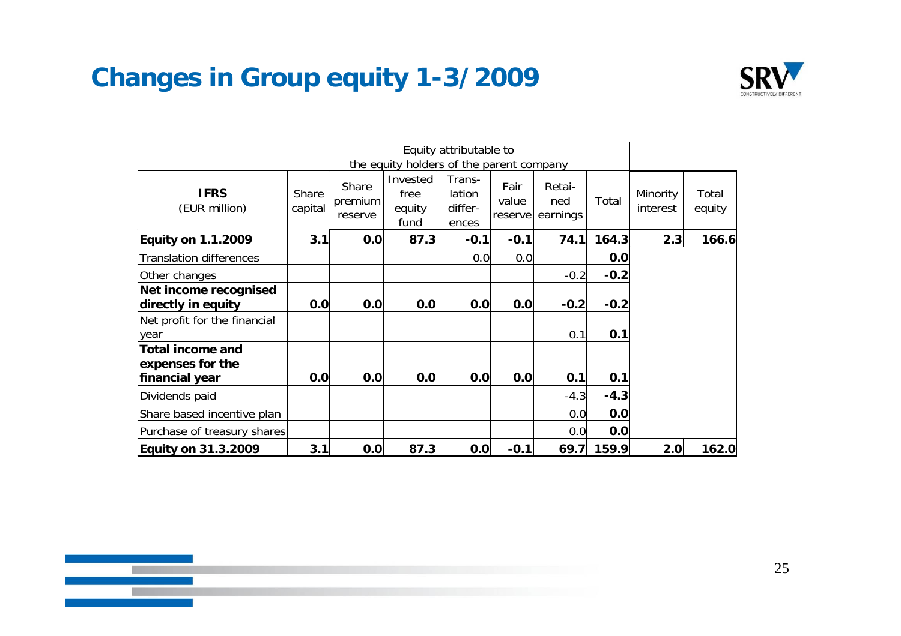# Changes in Group equity 1-3/2009

| IFRS (EUR million) | Equity attributable to the equity holders of the parent company | | | | | | | | |
|---|---|---|---|---|---|---|---|---|---|
| | Share capital | Share premium reserve | Invested free equity fund | Trans-lation differ-ences | Fair value reserve | Retai-ned earnings | Total | Minority interest | Total equity |
| **Equity on 1.1.2009** | **3.1** | **0.0** | **87.3** | **-0.1** | **-0.1** | **74.1** | **164.3** | **2.3** | **166.6** |
| Translation differences | | | | 0.0 | 0.0 | | **0.0** | | |
| Other changes | | | | | | -0.2 | **-0.2** | | |
| **Net income recognised directly in equity** | **0.0** | **0.0** | **0.0** | **0.0** | **0.0** | **-0.2** | **-0.2** | | |
| Net profit for the financial year | | | | | | 0.1 | **0.1** | | |
| **Total income and expenses for the financial year** | **0.0** | **0.0** | **0.0** | **0.0** | **0.0** | **0.1** | **0.1** | | |
| Dividends paid | | | | | | -4.3 | **-4.3** | | |
| Share based incentive plan | | | | | | 0.0 | **0.0** | | |
| Purchase of treasury shares | | | | | | 0.0 | **0.0** | | |
| **Equity on 31.3.2009** | **3.1** | **0.0** | **87.3** | **0.0** | **-0.1** | **69.7** | **159.9** | **2.0** | **162.0** |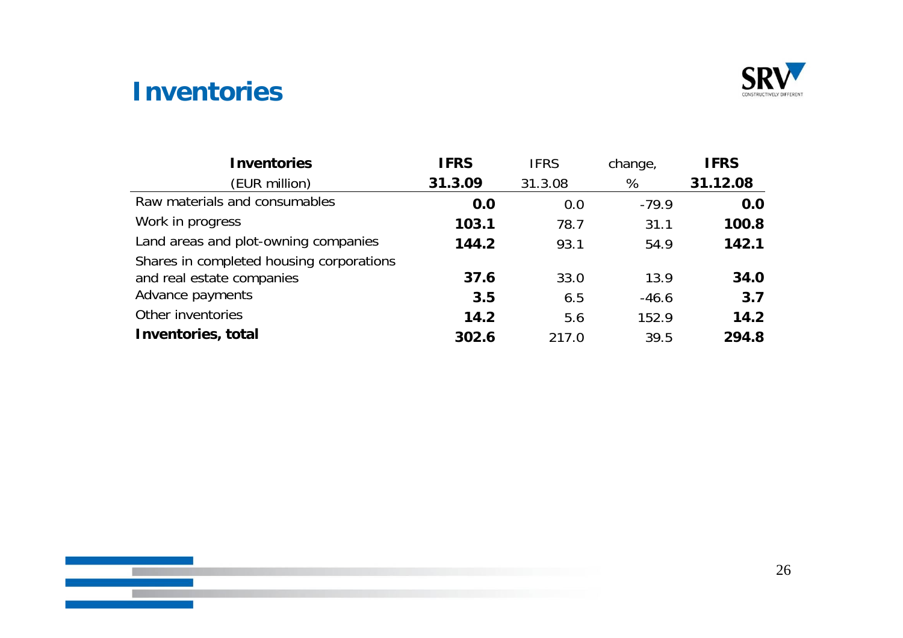# Inventories

| Inventories (EUR million) | IFRS 31.3.09 | IFRS 31.3.08 | change, % | IFRS 31.12.08 |
|---|---|---|---|---|
| Raw materials and consumables | **0.0** | 0.0 | -79.9 | **0.0** |
| Work in progress | **103.1** | 78.7 | 31.1 | **100.8** |
| Land areas and plot-owning companies | **144.2** | 93.1 | 54.9 | **142.1** |
| Shares in completed housing corporations and real estate companies | **37.6** | 33.0 | 13.9 | **34.0** |
| Advance payments | **3.5** | 6.5 | -46.6 | **3.7** |
| Other inventories | **14.2** | 5.6 | 152.9 | **14.2** |
| **Inventories, total** | **302.6** | 217.0 | 39.5 | **294.8** |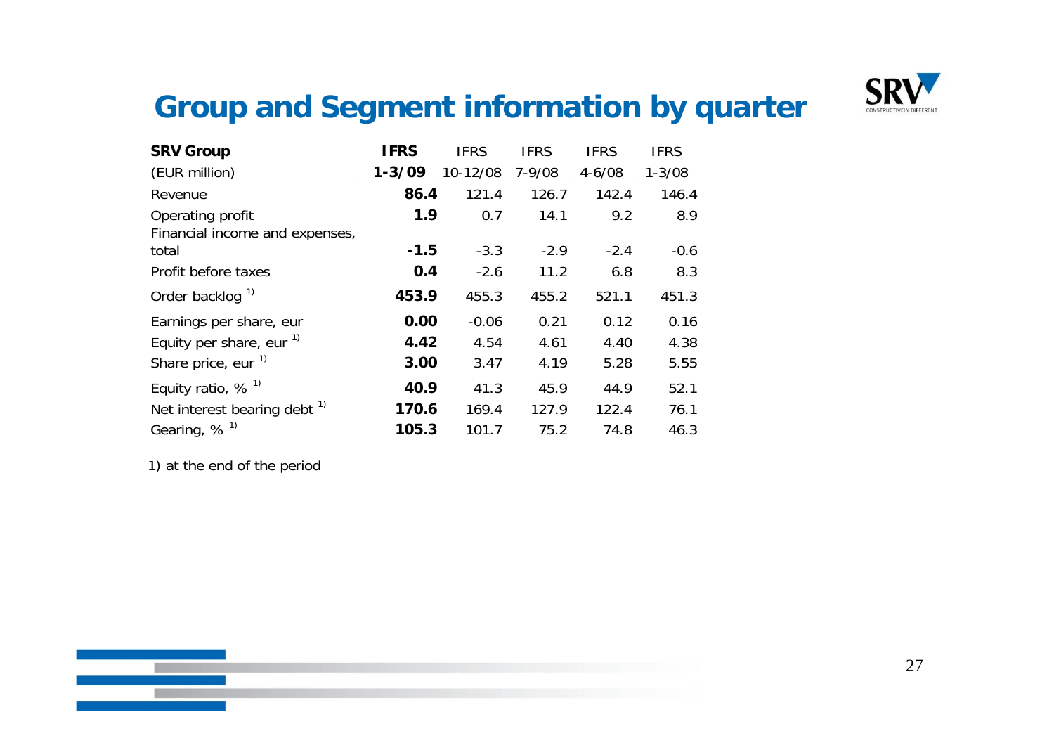# Group and Segment information by quarter

| SRV Group (EUR million) | IFRS 1-3/09 | IFRS 10-12/08 | IFRS 7-9/08 | IFRS 4-6/08 | IFRS 1-3/08 |
|---|---|---|---|---|---|
| Revenue | **86.4** | 121.4 | 126.7 | 142.4 | 146.4 |
| Operating profit | **1.9** | 0.7 | 14.1 | 9.2 | 8.9 |
| Financial income and expenses, total | **-1.5** | -3.3 | -2.9 | -2.4 | -0.6 |
| Profit before taxes | **0.4** | -2.6 | 11.2 | 6.8 | 8.3 |
| Order backlog [1] | **453.9** | 455.3 | 455.2 | 521.1 | 451.3 |
| Earnings per share, eur | **0.00** | -0.06 | 0.21 | 0.12 | 0.16 |
| Equity per share, eur [1] | **4.42** | 4.54 | 4.61 | 4.40 | 4.38 |
| Share price, eur [1] | **3.00** | 3.47 | 4.19 | 5.28 | 5.55 |
| Equity ratio, % [1] | **40.9** | 41.3 | 45.9 | 44.9 | 52.1 |
| Net interest bearing debt [1] | **170.6** | 169.4 | 127.9 | 122.4 | 76.1 |
| Gearing, % [1] | **105.3** | 101.7 | 75.2 | 74.8 | 46.3 |

1) at the end of the period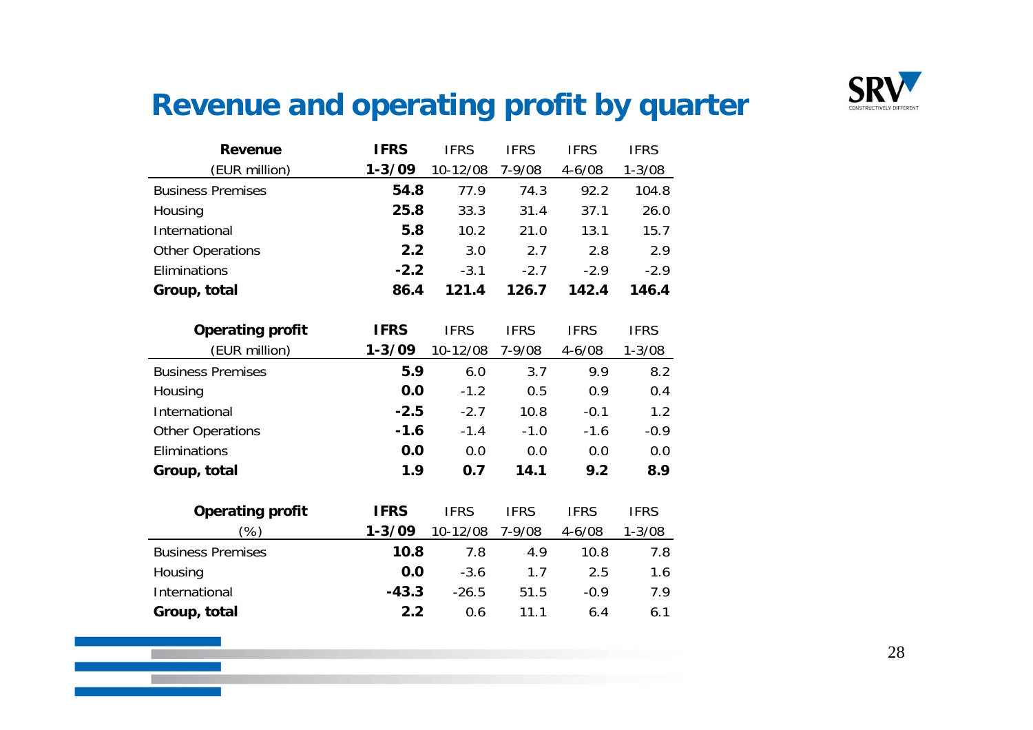# Revenue and operating profit by quarter

| Revenue<br>(EUR million) | IFRS<br>1-3/09 | IFRS<br>10-12/08 | IFRS<br>7-9/08 | IFRS<br>4-6/08 | IFRS<br>1-3/08 |
|---|---|---|---|---|---|
| Business Premises | **54.8** | 77.9 | 74.3 | 92.2 | 104.8 |
| Housing | **25.8** | 33.3 | 31.4 | 37.1 | 26.0 |
| International | **5.8** | 10.2 | 21.0 | 13.1 | 15.7 |
| Other Operations | **2.2** | 3.0 | 2.7 | 2.8 | 2.9 |
| Eliminations | **-2.2** | -3.1 | -2.7 | -2.9 | -2.9 |
| **Group, total** | **86.4** | **121.4** | **126.7** | **142.4** | **146.4** |

| Operating profit<br>(EUR million) | IFRS<br>1-3/09 | IFRS<br>10-12/08 | IFRS<br>7-9/08 | IFRS<br>4-6/08 | IFRS<br>1-3/08 |
|---|---|---|---|---|---|
| Business Premises | **5.9** | 6.0 | 3.7 | 9.9 | 8.2 |
| Housing | **0.0** | -1.2 | 0.5 | 0.9 | 0.4 |
| International | **-2.5** | -2.7 | 10.8 | -0.1 | 1.2 |
| Other Operations | **-1.6** | -1.4 | -1.0 | -1.6 | -0.9 |
| Eliminations | **0.0** | 0.0 | 0.0 | 0.0 | 0.0 |
| **Group, total** | **1.9** | **0.7** | **14.1** | **9.2** | **8.9** |

| Operating profit<br>(%) | IFRS<br>1-3/09 | IFRS<br>10-12/08 | IFRS<br>7-9/08 | IFRS<br>4-6/08 | IFRS<br>1-3/08 |
|---|---|---|---|---|---|
| Business Premises | **10.8** | 7.8 | 4.9 | 10.8 | 7.8 |
| Housing | **0.0** | -3.6 | 1.7 | 2.5 | 1.6 |
| International | **-43.3** | -26.5 | 51.5 | -0.9 | 7.9 |
| **Group, total** | **2.2** | 0.6 | 11.1 | 6.4 | 6.1 |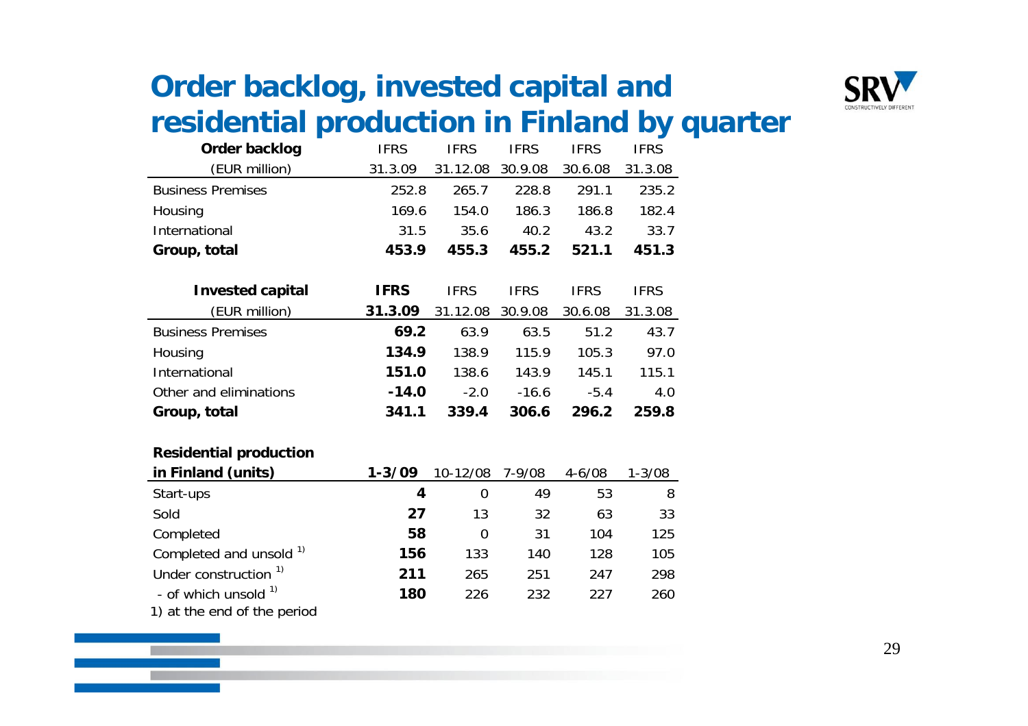# Order backlog, invested capital and residential production in Finland by quarter

| Order backlog | IFRS | IFRS | IFRS | IFRS | IFRS |
|---|---|---|---|---|---|
| (EUR million) | 31.3.09 | 31.12.08 | 30.9.08 | 30.6.08 | 31.3.08 |
| Business Premises | 252.8 | 265.7 | 228.8 | 291.1 | 235.2 |
| Housing | 169.6 | 154.0 | 186.3 | 186.8 | 182.4 |
| International | 31.5 | 35.6 | 40.2 | 43.2 | 33.7 |
| **Group, total** | **453.9** | **455.3** | **455.2** | **521.1** | **451.3** |

| Invested capital | **IFRS** | IFRS | IFRS | IFRS | IFRS |
|---|---|---|---|---|---|
| (EUR million) | **31.3.09** | 31.12.08 | 30.9.08 | 30.6.08 | 31.3.08 |
| Business Premises | **69.2** | 63.9 | 63.5 | 51.2 | 43.7 |
| Housing | **134.9** | 138.9 | 115.9 | 105.3 | 97.0 |
| International | **151.0** | 138.6 | 143.9 | 145.1 | 115.1 |
| Other and eliminations | **-14.0** | -2.0 | -16.6 | -5.4 | 4.0 |
| **Group, total** | **341.1** | **339.4** | **306.6** | **296.2** | **259.8** |

| Residential production in Finland (units) | **1-3/09** | 10-12/08 | 7-9/08 | 4-6/08 | 1-3/08 |
|---|---|---|---|---|---|
| Start-ups | **4** | 0 | 49 | 53 | 8 |
| Sold | **27** | 13 | 32 | 63 | 33 |
| Completed | **58** | 0 | 31 | 104 | 125 |
| Completed and unsold [1)] | **156** | 133 | 140 | 128 | 105 |
| Under construction [1)] | **211** | 265 | 251 | 247 | 298 |
| - of which unsold [1)] | **180** | 226 | 232 | 227 | 260 |

1) at the end of the period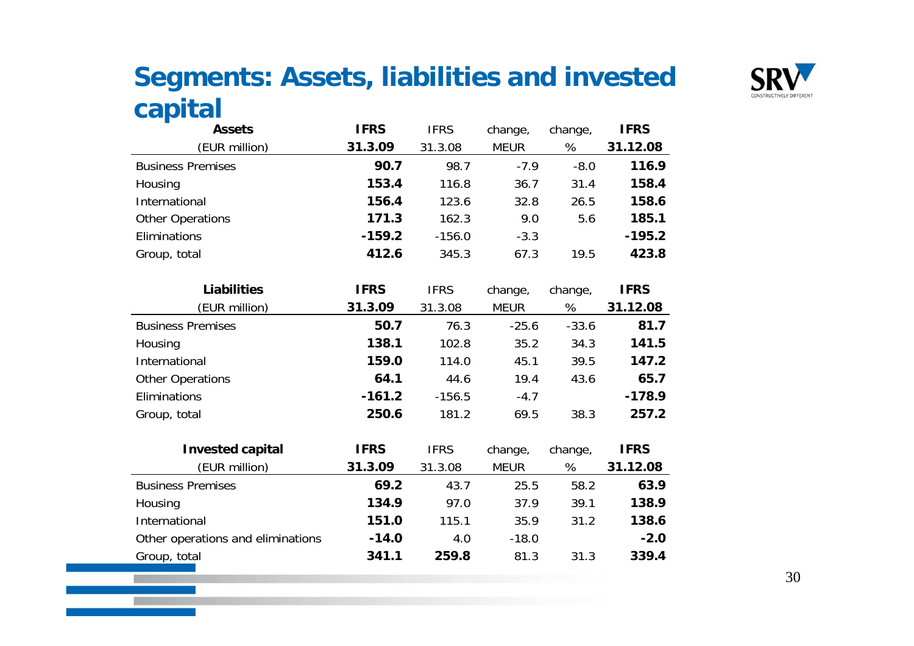# Segments: Assets, liabilities and invested capital

| Assets (EUR million) | IFRS 31.3.09 | IFRS 31.3.08 | change, MEUR | change, % | IFRS 31.12.08 |
|---|---|---|---|---|---|
| Business Premises | **90.7** | 98.7 | -7.9 | -8.0 | **116.9** |
| Housing | **153.4** | 116.8 | 36.7 | 31.4 | **158.4** |
| International | **156.4** | 123.6 | 32.8 | 26.5 | **158.6** |
| Other Operations | **171.3** | 162.3 | 9.0 | 5.6 | **185.1** |
| Eliminations | **-159.2** | -156.0 | -3.3 | | **-195.2** |
| Group, total | **412.6** | 345.3 | 67.3 | 19.5 | **423.8** |

| Liabilities (EUR million) | IFRS 31.3.09 | IFRS 31.3.08 | change, MEUR | change, % | IFRS 31.12.08 |
|---|---|---|---|---|---|
| Business Premises | **50.7** | 76.3 | -25.6 | -33.6 | **81.7** |
| Housing | **138.1** | 102.8 | 35.2 | 34.3 | **141.5** |
| International | **159.0** | 114.0 | 45.1 | 39.5 | **147.2** |
| Other Operations | **64.1** | 44.6 | 19.4 | 43.6 | **65.7** |
| Eliminations | **-161.2** | -156.5 | -4.7 | | **-178.9** |
| Group, total | **250.6** | 181.2 | 69.5 | 38.3 | **257.2** |

| Invested capital (EUR million) | IFRS 31.3.09 | IFRS 31.3.08 | change, MEUR | change, % | IFRS 31.12.08 |
|---|---|---|---|---|---|
| Business Premises | **69.2** | 43.7 | 25.5 | 58.2 | **63.9** |
| Housing | **134.9** | 97.0 | 37.9 | 39.1 | **138.9** |
| International | **151.0** | 115.1 | 35.9 | 31.2 | **138.6** |
| Other operations and eliminations | **-14.0** | 4.0 | -18.0 | | **-2.0** |
| Group, total | **341.1** | **259.8** | 81.3 | 31.3 | **339.4** |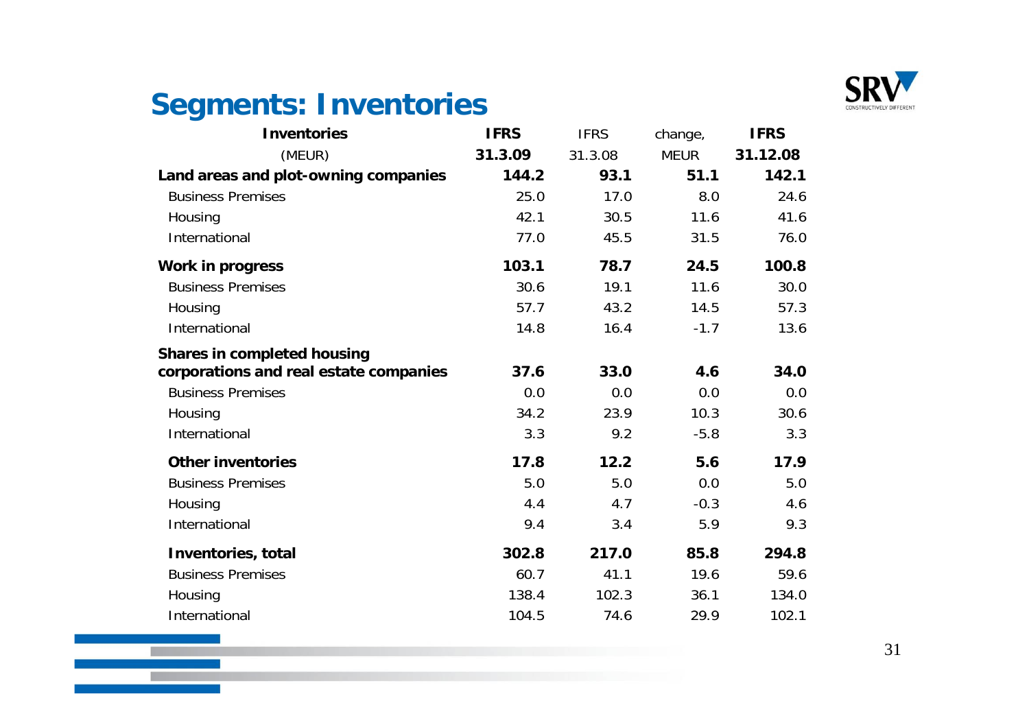# Segments: Inventories

| Inventories (MEUR) | IFRS 31.3.09 | IFRS 31.3.08 | change, MEUR | IFRS 31.12.08 |
|---|---|---|---|---|
| **Land areas and plot-owning companies** | **144.2** | **93.1** | **51.1** | **142.1** |
| Business Premises | 25.0 | 17.0 | 8.0 | 24.6 |
| Housing | 42.1 | 30.5 | 11.6 | 41.6 |
| International | 77.0 | 45.5 | 31.5 | 76.0 |
| **Work in progress** | **103.1** | **78.7** | **24.5** | **100.8** |
| Business Premises | 30.6 | 19.1 | 11.6 | 30.0 |
| Housing | 57.7 | 43.2 | 14.5 | 57.3 |
| International | 14.8 | 16.4 | -1.7 | 13.6 |
| **Shares in completed housing corporations and real estate companies** | **37.6** | **33.0** | **4.6** | **34.0** |
| Business Premises | 0.0 | 0.0 | 0.0 | 0.0 |
| Housing | 34.2 | 23.9 | 10.3 | 30.6 |
| International | 3.3 | 9.2 | -5.8 | 3.3 |
| **Other inventories** | **17.8** | **12.2** | **5.6** | **17.9** |
| Business Premises | 5.0 | 5.0 | 0.0 | 5.0 |
| Housing | 4.4 | 4.7 | -0.3 | 4.6 |
| International | 9.4 | 3.4 | 5.9 | 9.3 |
| **Inventories, total** | **302.8** | **217.0** | **85.8** | **294.8** |
| Business Premises | 60.7 | 41.1 | 19.6 | 59.6 |
| Housing | 138.4 | 102.3 | 36.1 | 134.0 |
| International | 104.5 | 74.6 | 29.9 | 102.1 |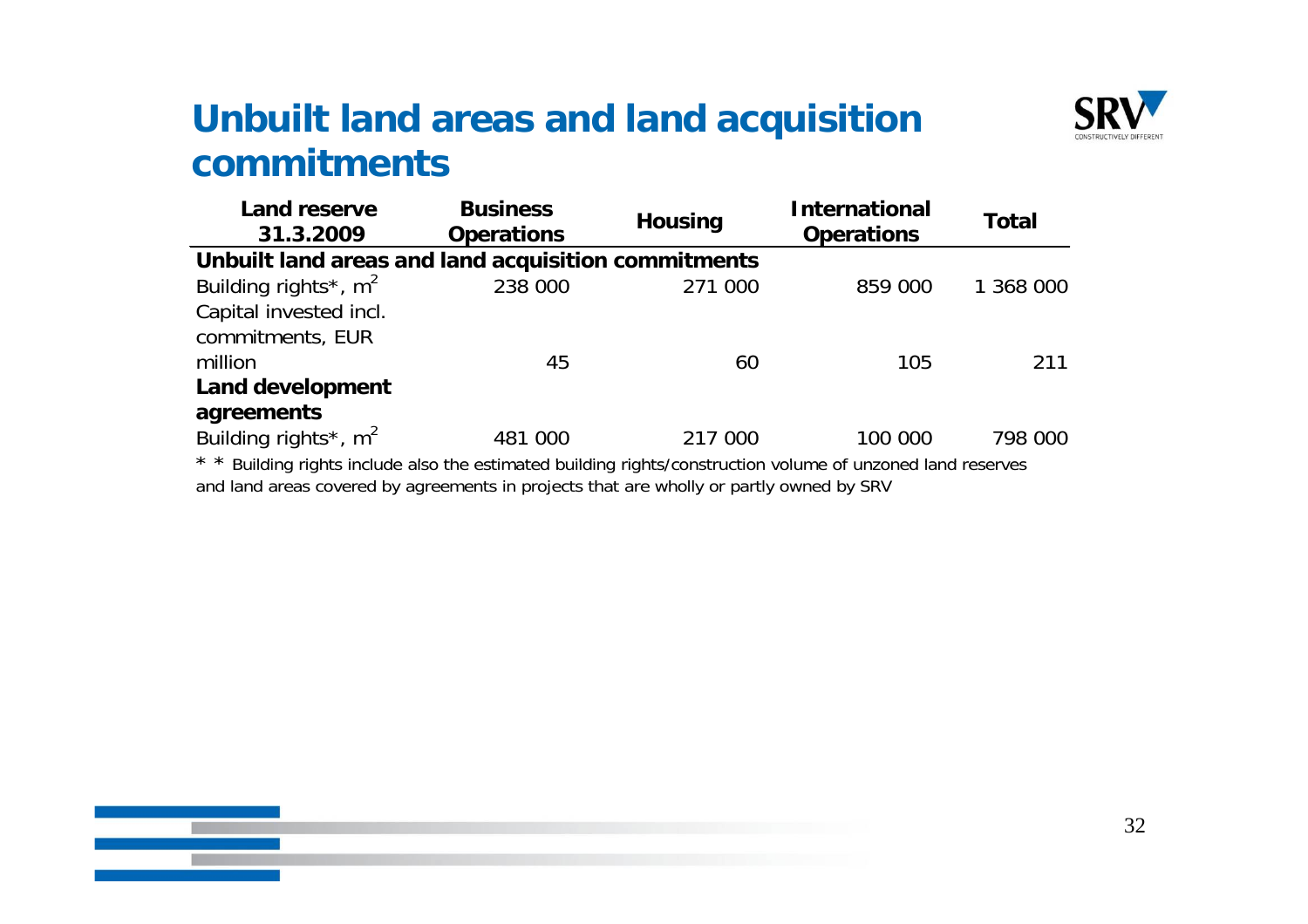# Unbuilt land areas and land acquisition commitments

| Land reserve 31.3.2009 | Business Operations | Housing | International Operations | Total |
|---|---|---|---|---|
| **Unbuilt land areas and land acquisition commitments** | | | | |
| Building rights*, $m^2$ | 238 000 | 271 000 | 859 000 | 1 368 000 |
| Capital invested incl. commitments, EUR million | 45 | 60 | 105 | 211 |
| **Land development agreements** | | | | |
| Building rights*, $m^2$ | 481 000 | 217 000 | 100 000 | 798 000 |

* * Building rights include also the estimated building rights/construction volume of unzoned land reserves and land areas covered by agreements in projects that are wholly or partly owned by SRV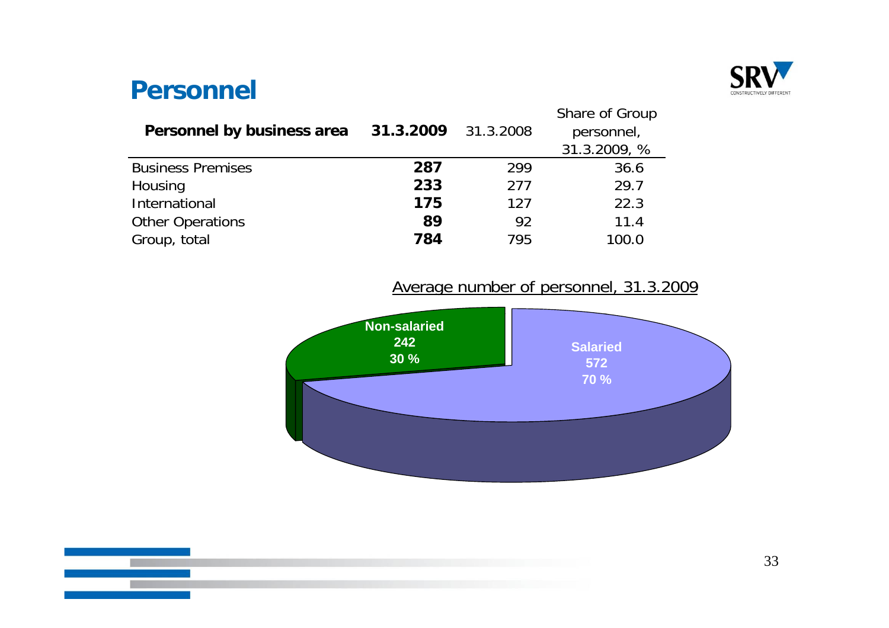# Personnel

| Personnel by business area | 31.3.2009 | 31.3.2008 | Share of Group personnel, 31.3.2009, % |
|---|---|---|---|
| Business Premises | **287** | 299 | 36.6 |
| Housing | **233** | 277 | 29.7 |
| International | **175** | 127 | 22.3 |
| Other Operations | **89** | 92 | 11.4 |
| Group, total | **784** | 795 | 100.0 |

Average number of personnel, 31.3.2009

- Non-salaried: 242 (30 %)
- Salaried: 572 (70 %)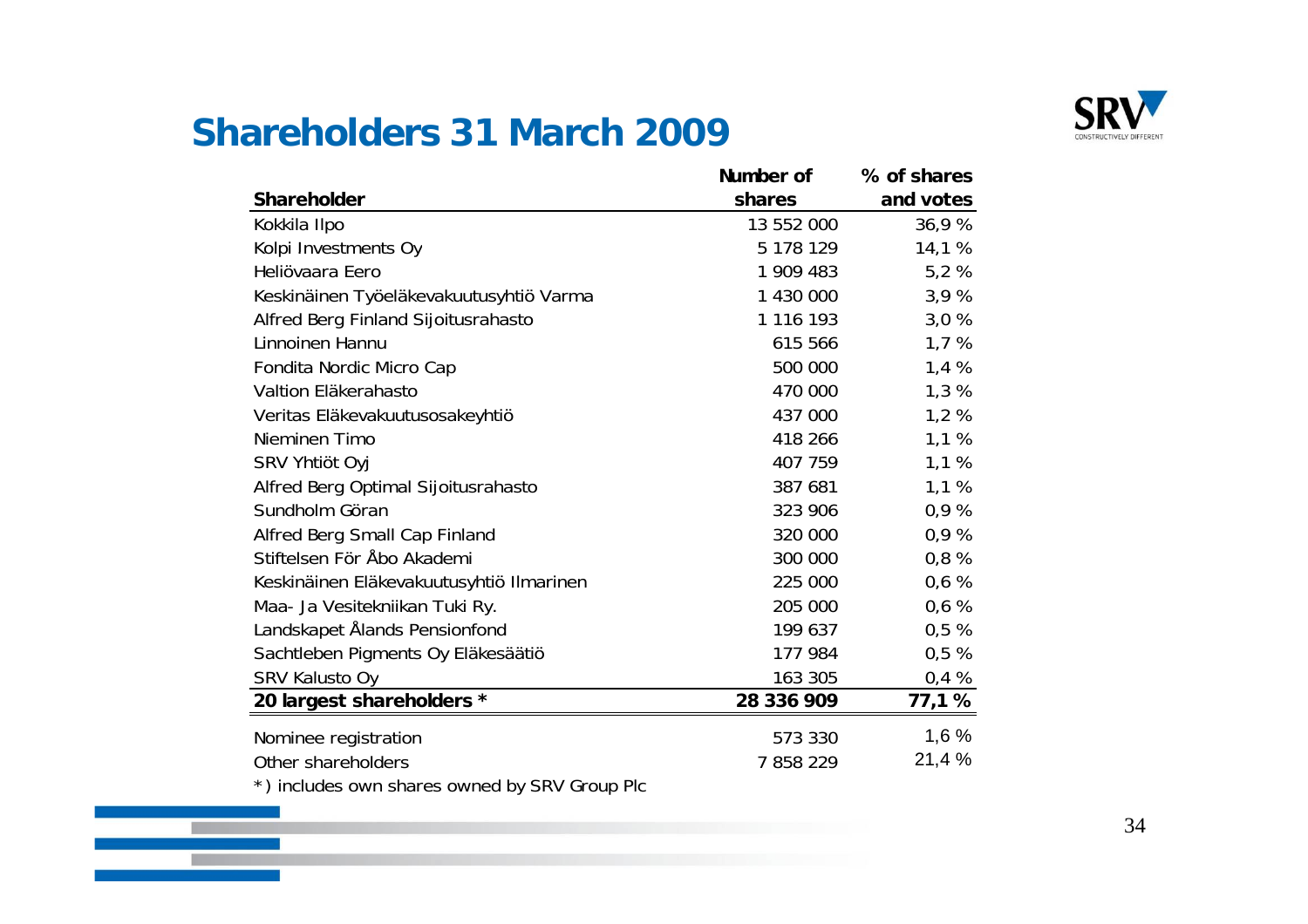# Shareholders 31 March 2009

| Shareholder | Number of shares | % of shares and votes |
|---|---|---|
| Kokkila Ilpo | 13 552 000 | 36,9 % |
| Kolpi Investments Oy | 5 178 129 | 14,1 % |
| Heliövaara Eero | 1 909 483 | 5,2 % |
| Keskinäinen Työeläkevakuutusyhtiö Varma | 1 430 000 | 3,9 % |
| Alfred Berg Finland Sijoitusrahasto | 1 116 193 | 3,0 % |
| Linnoinen Hannu | 615 566 | 1,7 % |
| Fondita Nordic Micro Cap | 500 000 | 1,4 % |
| Valtion Eläkerahasto | 470 000 | 1,3 % |
| Veritas Eläkevakuutusosakeyhtiö | 437 000 | 1,2 % |
| Nieminen Timo | 418 266 | 1,1 % |
| SRV Yhtiöt Oyj | 407 759 | 1,1 % |
| Alfred Berg Optimal Sijoitusrahasto | 387 681 | 1,1 % |
| Sundholm Göran | 323 906 | 0,9 % |
| Alfred Berg Small Cap Finland | 320 000 | 0,9 % |
| Stiftelsen För Åbo Akademi | 300 000 | 0,8 % |
| Keskinäinen Eläkevakuutusyhtiö Ilmarinen | 225 000 | 0,6 % |
| Maa- Ja Vesitekniikan Tuki Ry. | 205 000 | 0,6 % |
| Landskapet Ålands Pensionfond | 199 637 | 0,5 % |
| Sachtleben Pigments Oy Eläkesäätiö | 177 984 | 0,5 % |
| SRV Kalusto Oy | 163 305 | 0,4 % |
| **20 largest shareholders *** | **28 336 909** | **77,1 %** |
| Nominee registration | 573 330 | 1,6 % |
| Other shareholders | 7 858 229 | 21,4 % |

*) includes own shares owned by SRV Group Plc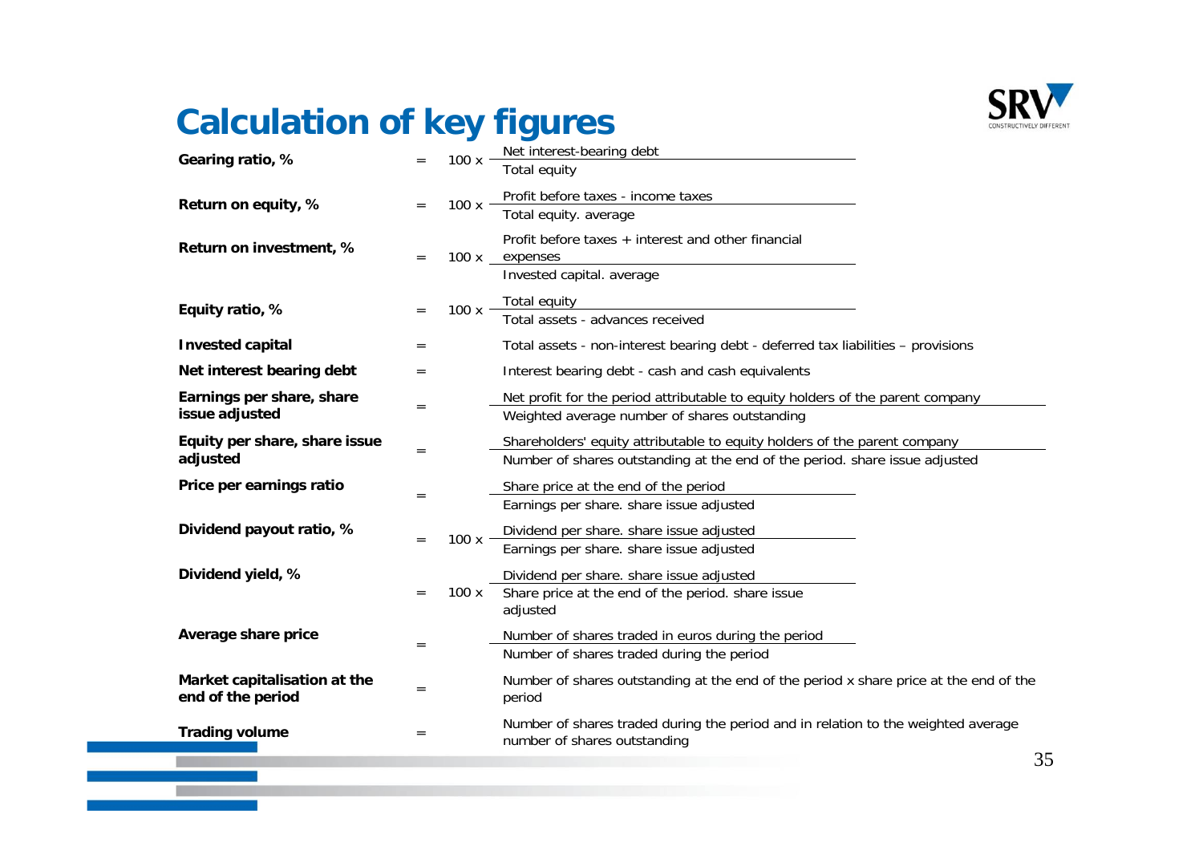# Calculation of key figures

| | | | |
|---|---|---|---|
| **Gearing ratio, %** | = | 100 x | Net interest-bearing debt / Total equity |
| **Return on equity, %** | = | 100 x | Profit before taxes - income taxes / Total equity. average |
| **Return on investment, %** | = | 100 x | Profit before taxes + interest and other financial expenses / Invested capital. average |
| **Equity ratio, %** | = | 100 x | Total equity / Total assets - advances received |
| **Invested capital** | = | | Total assets - non-interest bearing debt - deferred tax liabilities – provisions |
| **Net interest bearing debt** | = | | Interest bearing debt - cash and cash equivalents |
| **Earnings per share, share issue adjusted** | = | | Net profit for the period attributable to equity holders of the parent company / Weighted average number of shares outstanding |
| **Equity per share, share issue adjusted** | = | | Shareholders' equity attributable to equity holders of the parent company / Number of shares outstanding at the end of the period. share issue adjusted |
| **Price per earnings ratio** | = | | Share price at the end of the period / Earnings per share. share issue adjusted |
| **Dividend payout ratio, %** | = | 100 x | Dividend per share. share issue adjusted / Earnings per share. share issue adjusted |
| **Dividend yield, %** | = | 100 x | Dividend per share. share issue adjusted / Share price at the end of the period. share issue adjusted |
| **Average share price** | = | | Number of shares traded in euros during the period / Number of shares traded during the period |
| **Market capitalisation at the end of the period** | = | | Number of shares outstanding at the end of the period x share price at the end of the period |
| **Trading volume** | = | | Number of shares traded during the period and in relation to the weighted average number of shares outstanding |